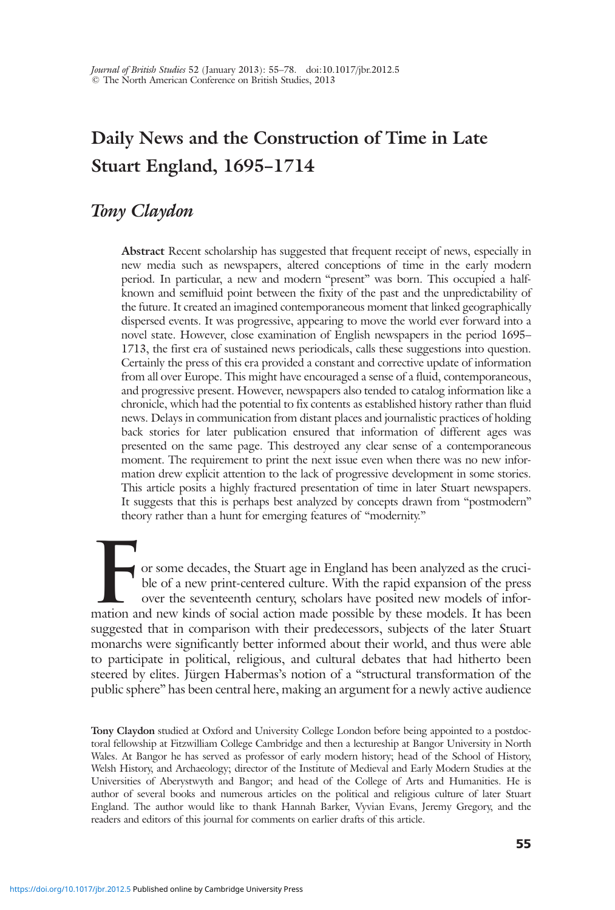# Daily News and the Construction of Time in Late Stuart England, 1695–1714

## *Tony Claydon*

**Abstract** Recent scholarship has suggested that frequent receipt of news, especially in new media such as newspapers, altered conceptions of time in the early modern period. In particular, a new and modern "present" was born. This occupied a half-known and semifluid point between the fixity of the past and the unpredictability of the future. It created an imagined contemporaneous moment that linked geographically dispersed events. It was progressive, appearing to move the world ever forward into a novel state. However, close examination of English newspapers in the period 1695–1713, the first era of sustained news periodicals, calls these suggestions into question. Certainly the press of this era provided a constant and corrective update of information from all over Europe. This might have encouraged a sense of a fluid, contemporaneous, and progressive present. However, newspapers also tended to catalog information like a chronicle, which had the potential to fix contents as established history rather than fluid news. Delays in communication from distant places and journalistic practices of holding back stories for later publication ensured that information of different ages was presented on the same page. This destroyed any clear sense of a contemporaneous moment. The requirement to print the next issue even when there was no new information drew explicit attention to the lack of progressive development in some stories. This article posits a highly fractured presentation of time in later Stuart newspapers. It suggests that this is perhaps best analyzed by concepts drawn from "postmodern" theory rather than a hunt for emerging features of "modernity."

For some decades, the Stuart age in England has been analyzed as the crucible of a new print-centered culture. With the rapid expansion of the press over the seventeenth century, scholars have posited new models of information and new kinds of social action made possible by these models. It has been suggested that in comparison with their predecessors, subjects of the later Stuart monarchs were significantly better informed about their world, and thus were able to participate in political, religious, and cultural debates that had hitherto been steered by elites. Jürgen Habermas's notion of a "structural transformation of the public sphere" has been central here, making an argument for a newly active audience

**Tony Claydon** studied at Oxford and University College London before being appointed to a postdoctoral fellowship at Fitzwilliam College Cambridge and then a lectureship at Bangor University in North Wales. At Bangor he has served as professor of early modern history; head of the School of History, Welsh History, and Archaeology; director of the Institute of Medieval and Early Modern Studies at the Universities of Aberystwyth and Bangor; and head of the College of Arts and Humanities. He is author of several books and numerous articles on the political and religious culture of later Stuart England. The author would like to thank Hannah Barker, Vyvian Evans, Jeremy Gregory, and the readers and editors of this journal for comments on earlier drafts of this article.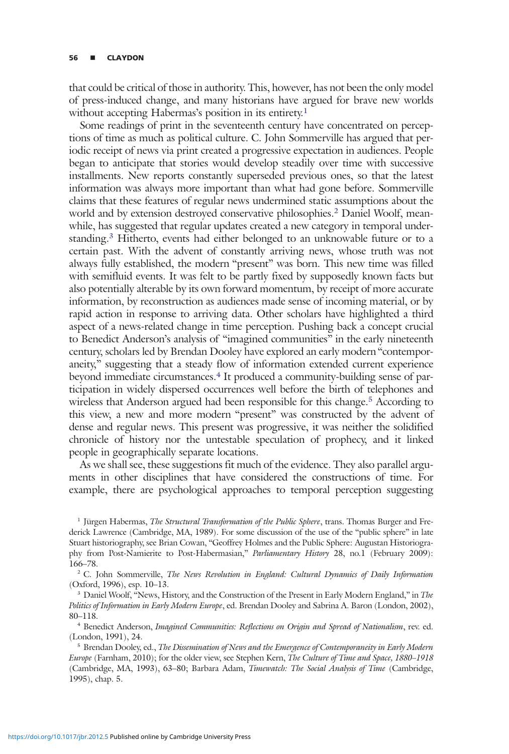that could be critical of those in authority. This, however, has not been the only model of press-induced change, and many historians have argued for brave new worlds without accepting Habermas's position in its entirety.[1]

Some readings of print in the seventeenth century have concentrated on perceptions of time as much as political culture. C. John Sommerville has argued that periodic receipt of news via print created a progressive expectation in audiences. People began to anticipate that stories would develop steadily over time with successive installments. New reports constantly superseded previous ones, so that the latest information was always more important than what had gone before. Sommerville claims that these features of regular news undermined static assumptions about the world and by extension destroyed conservative philosophies.[2] Daniel Woolf, meanwhile, has suggested that regular updates created a new category in temporal understanding.[3] Hitherto, events had either belonged to an unknowable future or to a certain past. With the advent of constantly arriving news, whose truth was not always fully established, the modern "present" was born. This new time was filled with semifluid events. It was felt to be partly fixed by supposedly known facts but also potentially alterable by its own forward momentum, by receipt of more accurate information, by reconstruction as audiences made sense of incoming material, or by rapid action in response to arriving data. Other scholars have highlighted a third aspect of a news-related change in time perception. Pushing back a concept crucial to Benedict Anderson's analysis of "imagined communities" in the early nineteenth century, scholars led by Brendan Dooley have explored an early modern "contemporaneity," suggesting that a steady flow of information extended current experience beyond immediate circumstances.[4] It produced a community-building sense of participation in widely dispersed occurrences well before the birth of telephones and wireless that Anderson argued had been responsible for this change.[5] According to this view, a new and more modern "present" was constructed by the advent of dense and regular news. This present was progressive, it was neither the solidified chronicle of history nor the untestable speculation of prophecy, and it linked people in geographically separate locations.

As we shall see, these suggestions fit much of the evidence. They also parallel arguments in other disciplines that have considered the constructions of time. For example, there are psychological approaches to temporal perception suggesting

---

[1] Jürgen Habermas, *The Structural Transformation of the Public Sphere*, trans. Thomas Burger and Frederick Lawrence (Cambridge, MA, 1989). For some discussion of the use of the "public sphere" in late Stuart historiography, see Brian Cowan, "Geoffrey Holmes and the Public Sphere: Augustan Historiography from Post-Namierite to Post-Habermasian," *Parliamentary History* 28, no.1 (February 2009): 166–78.

[2] C. John Sommerville, *The News Revolution in England: Cultural Dynamics of Daily Information* (Oxford, 1996), esp. 10–13.

[3] Daniel Woolf, "News, History, and the Construction of the Present in Early Modern England," in *The Politics of Information in Early Modern Europe*, ed. Brendan Dooley and Sabrina A. Baron (London, 2002), 80–118.

[4] Benedict Anderson, *Imagined Communities: Reflections on Origin and Spread of Nationalism*, rev. ed. (London, 1991), 24.

[5] Brendan Dooley, ed., *The Dissemination of News and the Emergence of Contemporaneity in Early Modern Europe* (Farnham, 2010); for the older view, see Stephen Kern, *The Culture of Time and Space, 1880–1918* (Cambridge, MA, 1993), 63–80; Barbara Adam, *Timewatch: The Social Analysis of Time* (Cambridge, 1995), chap. 5.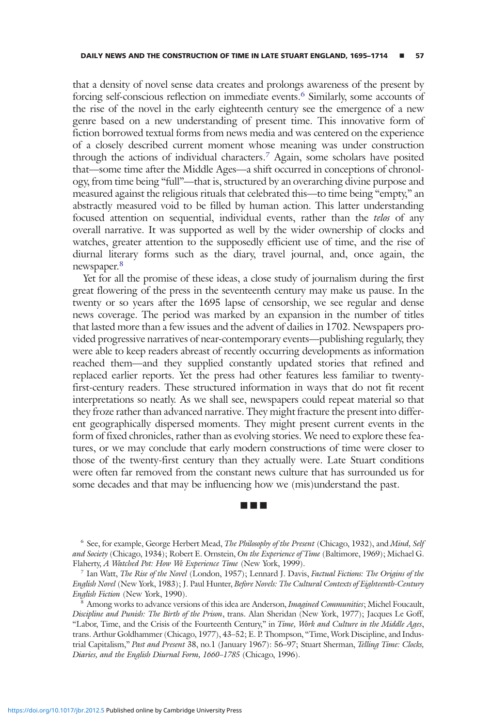that a density of novel sense data creates and prolongs awareness of the present by forcing self-conscious reflection on immediate events.[6] Similarly, some accounts of the rise of the novel in the early eighteenth century see the emergence of a new genre based on a new understanding of present time. This innovative form of fiction borrowed textual forms from news media and was centered on the experience of a closely described current moment whose meaning was under construction through the actions of individual characters.[7] Again, some scholars have posited that—some time after the Middle Ages—a shift occurred in conceptions of chronology, from time being "full"—that is, structured by an overarching divine purpose and measured against the religious rituals that celebrated this—to time being "empty," an abstractly measured void to be filled by human action. This latter understanding focused attention on sequential, individual events, rather than the *telos* of any overall narrative. It was supported as well by the wider ownership of clocks and watches, greater attention to the supposedly efficient use of time, and the rise of diurnal literary forms such as the diary, travel journal, and, once again, the newspaper.[8]

Yet for all the promise of these ideas, a close study of journalism during the first great flowering of the press in the seventeenth century may make us pause. In the twenty or so years after the 1695 lapse of censorship, we see regular and dense news coverage. The period was marked by an expansion in the number of titles that lasted more than a few issues and the advent of dailies in 1702. Newspapers provided progressive narratives of near-contemporary events—publishing regularly, they were able to keep readers abreast of recently occurring developments as information reached them—and they supplied constantly updated stories that refined and replaced earlier reports. Yet the press had other features less familiar to twenty-first-century readers. These structured information in ways that do not fit recent interpretations so neatly. As we shall see, newspapers could repeat material so that they froze rather than advanced narrative. They might fracture the present into different geographically dispersed moments. They might present current events in the form of fixed chronicles, rather than as evolving stories. We need to explore these features, or we may conclude that early modern constructions of time were closer to those of the twenty-first century than they actually were. Late Stuart conditions were often far removed from the constant news culture that has surrounded us for some decades and that may be influencing how we (mis)understand the past.

■ ■ ■

[6] See, for example, George Herbert Mead, *The Philosophy of the Present* (Chicago, 1932), and *Mind, Self and Society* (Chicago, 1934); Robert E. Ornstein, *On the Experience of Time* (Baltimore, 1969); Michael G. Flaherty, *A Watched Pot: How We Experience Time* (New York, 1999).

[7] Ian Watt, *The Rise of the Novel* (London, 1957); Lennard J. Davis, *Factual Fictions: The Origins of the English Novel* (New York, 1983); J. Paul Hunter, *Before Novels: The Cultural Contexts of Eighteenth-Century English Fiction* (New York, 1990).

[8] Among works to advance versions of this idea are Anderson, *Imagined Communities*; Michel Foucault, *Discipline and Punish: The Birth of the Prison*, trans. Alan Sheridan (New York, 1977); Jacques Le Goff, "Labor, Time, and the Crisis of the Fourteenth Century," in *Time, Work and Culture in the Middle Ages*, trans. Arthur Goldhammer (Chicago, 1977), 43–52; E. P. Thompson, "Time, Work Discipline, and Industrial Capitalism," *Past and Present* 38, no.1 (January 1967): 56–97; Stuart Sherman, *Telling Time: Clocks, Diaries, and the English Diurnal Form, 1660–1785* (Chicago, 1996).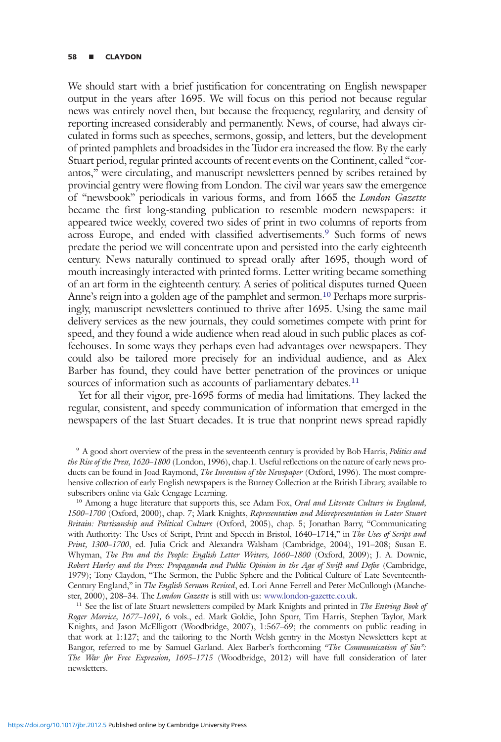We should start with a brief justification for concentrating on English newspaper output in the years after 1695. We will focus on this period not because regular news was entirely novel then, but because the frequency, regularity, and density of reporting increased considerably and permanently. News, of course, had always circulated in forms such as speeches, sermons, gossip, and letters, but the development of printed pamphlets and broadsides in the Tudor era increased the flow. By the early Stuart period, regular printed accounts of recent events on the Continent, called "corantos," were circulating, and manuscript newsletters penned by scribes retained by provincial gentry were flowing from London. The civil war years saw the emergence of "newsbook" periodicals in various forms, and from 1665 the *London Gazette* became the first long-standing publication to resemble modern newspapers: it appeared twice weekly, covered two sides of print in two columns of reports from across Europe, and ended with classified advertisements.[9] Such forms of news predate the period we will concentrate upon and persisted into the early eighteenth century. News naturally continued to spread orally after 1695, though word of mouth increasingly interacted with printed forms. Letter writing became something of an art form in the eighteenth century. A series of political disputes turned Queen Anne's reign into a golden age of the pamphlet and sermon.[10] Perhaps more surprisingly, manuscript newsletters continued to thrive after 1695. Using the same mail delivery services as the new journals, they could sometimes compete with print for speed, and they found a wide audience when read aloud in such public places as coffeehouses. In some ways they perhaps even had advantages over newspapers. They could also be tailored more precisely for an individual audience, and as Alex Barber has found, they could have better penetration of the provinces or unique sources of information such as accounts of parliamentary debates.[11]

Yet for all their vigor, pre-1695 forms of media had limitations. They lacked the regular, consistent, and speedy communication of information that emerged in the newspapers of the last Stuart decades. It is true that nonprint news spread rapidly

[9] A good short overview of the press in the seventeenth century is provided by Bob Harris, *Politics and the Rise of the Press, 1620–1800* (London, 1996), chap.1. Useful reflections on the nature of early news products can be found in Joad Raymond, *The Invention of the Newspaper* (Oxford, 1996). The most comprehensive collection of early English newspapers is the Burney Collection at the British Library, available to subscribers online via Gale Cengage Learning.

[10] Among a huge literature that supports this, see Adam Fox, *Oral and Literate Culture in England, 1500–1700* (Oxford, 2000), chap. 7; Mark Knights, *Representation and Misrepresentation in Later Stuart Britain: Partisanship and Political Culture* (Oxford, 2005), chap. 5; Jonathan Barry, "Communicating with Authority: The Uses of Script, Print and Speech in Bristol, 1640–1714," in *The Uses of Script and Print, 1300–1700*, ed. Julia Crick and Alexandra Walsham (Cambridge, 2004), 191–208; Susan E. Whyman, *The Pen and the People: English Letter Writers, 1660–1800* (Oxford, 2009); J. A. Downie, *Robert Harley and the Press: Propaganda and Public Opinion in the Age of Swift and Defoe* (Cambridge, 1979); Tony Claydon, "The Sermon, the Public Sphere and the Political Culture of Late Seventeenth-Century England," in *The English Sermon Revised*, ed. Lori Anne Ferrell and Peter McCullough (Manchester, 2000), 208–34. The *London Gazette* is still with us: www.london-gazette.co.uk.

[11] See the list of late Stuart newsletters compiled by Mark Knights and printed in *The Entring Book of Roger Morrice, 1677–1691,* 6 vols., ed. Mark Goldie, John Spurr, Tim Harris, Stephen Taylor, Mark Knights, and Jason McElligott (Woodbridge, 2007), 1:567–69; the comments on public reading in that work at 1:127; and the tailoring to the North Welsh gentry in the Mostyn Newsletters kept at Bangor, referred to me by Samuel Garland. Alex Barber's forthcoming *"The Communication of Sin": The War for Free Expression, 1695–1715* (Woodbridge, 2012) will have full consideration of later newsletters.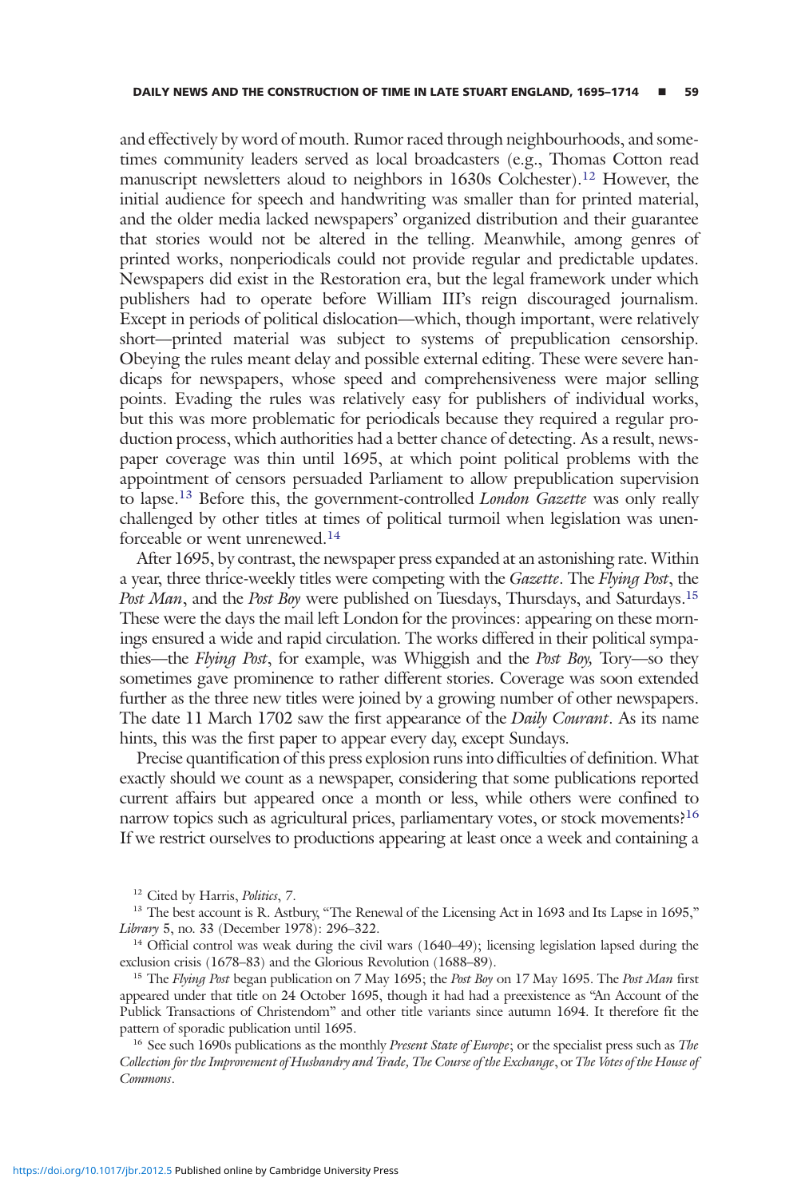and effectively by word of mouth. Rumor raced through neighbourhoods, and sometimes community leaders served as local broadcasters (e.g., Thomas Cotton read manuscript newsletters aloud to neighbors in 1630s Colchester).[12] However, the initial audience for speech and handwriting was smaller than for printed material, and the older media lacked newspapers' organized distribution and their guarantee that stories would not be altered in the telling. Meanwhile, among genres of printed works, nonperiodicals could not provide regular and predictable updates. Newspapers did exist in the Restoration era, but the legal framework under which publishers had to operate before William III's reign discouraged journalism. Except in periods of political dislocation—which, though important, were relatively short—printed material was subject to systems of prepublication censorship. Obeying the rules meant delay and possible external editing. These were severe handicaps for newspapers, whose speed and comprehensiveness were major selling points. Evading the rules was relatively easy for publishers of individual works, but this was more problematic for periodicals because they required a regular production process, which authorities had a better chance of detecting. As a result, newspaper coverage was thin until 1695, at which point political problems with the appointment of censors persuaded Parliament to allow prepublication supervision to lapse.[13] Before this, the government-controlled *London Gazette* was only really challenged by other titles at times of political turmoil when legislation was unenforceable or went unrenewed.[14]

After 1695, by contrast, the newspaper press expanded at an astonishing rate. Within a year, three thrice-weekly titles were competing with the *Gazette*. The *Flying Post*, the *Post Man*, and the *Post Boy* were published on Tuesdays, Thursdays, and Saturdays.[15] These were the days the mail left London for the provinces: appearing on these mornings ensured a wide and rapid circulation. The works differed in their political sympathies—the *Flying Post*, for example, was Whiggish and the *Post Boy,* Tory—so they sometimes gave prominence to rather different stories. Coverage was soon extended further as the three new titles were joined by a growing number of other newspapers. The date 11 March 1702 saw the first appearance of the *Daily Courant*. As its name hints, this was the first paper to appear every day, except Sundays.

Precise quantification of this press explosion runs into difficulties of definition. What exactly should we count as a newspaper, considering that some publications reported current affairs but appeared once a month or less, while others were confined to narrow topics such as agricultural prices, parliamentary votes, or stock movements?[16] If we restrict ourselves to productions appearing at least once a week and containing a

---

[12] Cited by Harris, *Politics*, 7.

[13] The best account is R. Astbury, "The Renewal of the Licensing Act in 1693 and Its Lapse in 1695," *Library* 5, no. 33 (December 1978): 296–322.

[14] Official control was weak during the civil wars (1640–49); licensing legislation lapsed during the exclusion crisis (1678–83) and the Glorious Revolution (1688–89).

[15] The *Flying Post* began publication on 7 May 1695; the *Post Boy* on 17 May 1695. The *Post Man* first appeared under that title on 24 October 1695, though it had had a preexistence as "An Account of the Publick Transactions of Christendom" and other title variants since autumn 1694. It therefore fit the pattern of sporadic publication until 1695.

[16] See such 1690s publications as the monthly *Present State of Europe*; or the specialist press such as *The Collection for the Improvement of Husbandry and Trade, The Course of the Exchange*, or *The Votes of the House of Commons*.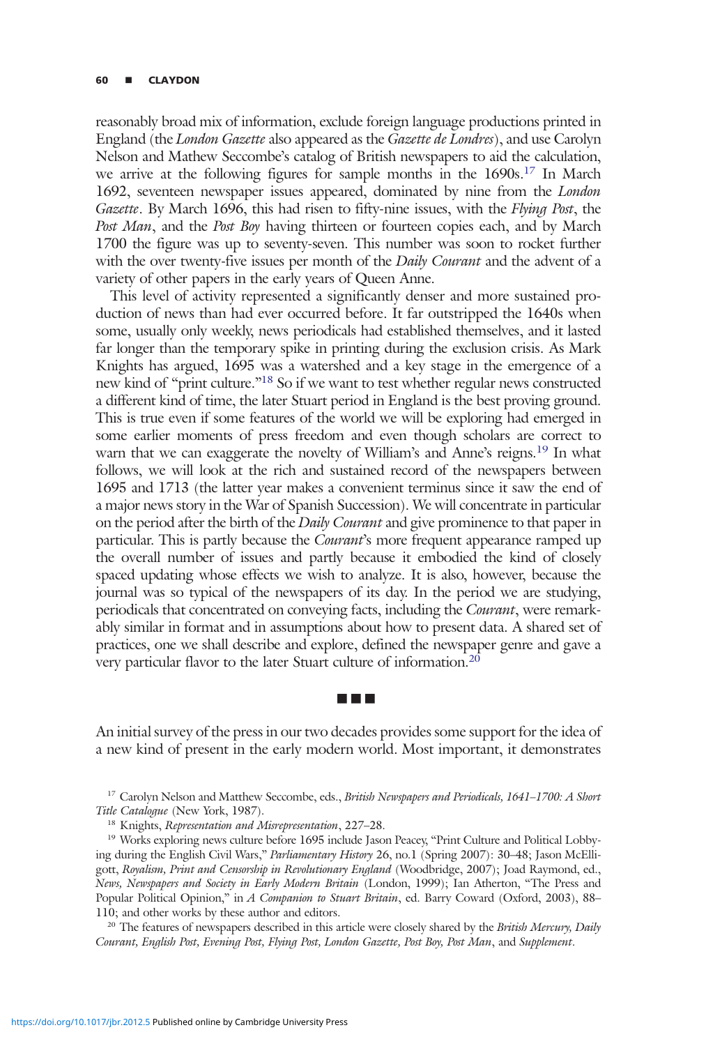reasonably broad mix of information, exclude foreign language productions printed in England (the *London Gazette* also appeared as the *Gazette de Londres*), and use Carolyn Nelson and Mathew Seccombe's catalog of British newspapers to aid the calculation, we arrive at the following figures for sample months in the 1690s.[17] In March 1692, seventeen newspaper issues appeared, dominated by nine from the *London Gazette*. By March 1696, this had risen to fifty-nine issues, with the *Flying Post*, the *Post Man*, and the *Post Boy* having thirteen or fourteen copies each, and by March 1700 the figure was up to seventy-seven. This number was soon to rocket further with the over twenty-five issues per month of the *Daily Courant* and the advent of a variety of other papers in the early years of Queen Anne.

This level of activity represented a significantly denser and more sustained production of news than had ever occurred before. It far outstripped the 1640s when some, usually only weekly, news periodicals had established themselves, and it lasted far longer than the temporary spike in printing during the exclusion crisis. As Mark Knights has argued, 1695 was a watershed and a key stage in the emergence of a new kind of "print culture."[18] So if we want to test whether regular news constructed a different kind of time, the later Stuart period in England is the best proving ground. This is true even if some features of the world we will be exploring had emerged in some earlier moments of press freedom and even though scholars are correct to warn that we can exaggerate the novelty of William's and Anne's reigns.[19] In what follows, we will look at the rich and sustained record of the newspapers between 1695 and 1713 (the latter year makes a convenient terminus since it saw the end of a major news story in the War of Spanish Succession). We will concentrate in particular on the period after the birth of the *Daily Courant* and give prominence to that paper in particular. This is partly because the *Courant*'s more frequent appearance ramped up the overall number of issues and partly because it embodied the kind of closely spaced updating whose effects we wish to analyze. It is also, however, because the journal was so typical of the newspapers of its day. In the period we are studying, periodicals that concentrated on conveying facts, including the *Courant*, were remarkably similar in format and in assumptions about how to present data. A shared set of practices, one we shall describe and explore, defined the newspaper genre and gave a very particular flavor to the later Stuart culture of information.[20]

■ ■ ■

An initial survey of the press in our two decades provides some support for the idea of a new kind of present in the early modern world. Most important, it demonstrates

[17] Carolyn Nelson and Matthew Seccombe, eds., *British Newspapers and Periodicals, 1641–1700: A Short Title Catalogue* (New York, 1987).

[18] Knights, *Representation and Misrepresentation*, 227–28.

[19] Works exploring news culture before 1695 include Jason Peacey, "Print Culture and Political Lobbying during the English Civil Wars," *Parliamentary History* 26, no.1 (Spring 2007): 30–48; Jason McElligott, *Royalism, Print and Censorship in Revolutionary England* (Woodbridge, 2007); Joad Raymond, ed., *News, Newspapers and Society in Early Modern Britain* (London, 1999); Ian Atherton, "The Press and Popular Political Opinion," in *A Companion to Stuart Britain*, ed. Barry Coward (Oxford, 2003), 88–110; and other works by these author and editors.

[20] The features of newspapers described in this article were closely shared by the *British Mercury, Daily Courant, English Post, Evening Post, Flying Post, London Gazette, Post Boy, Post Man*, and *Supplement*.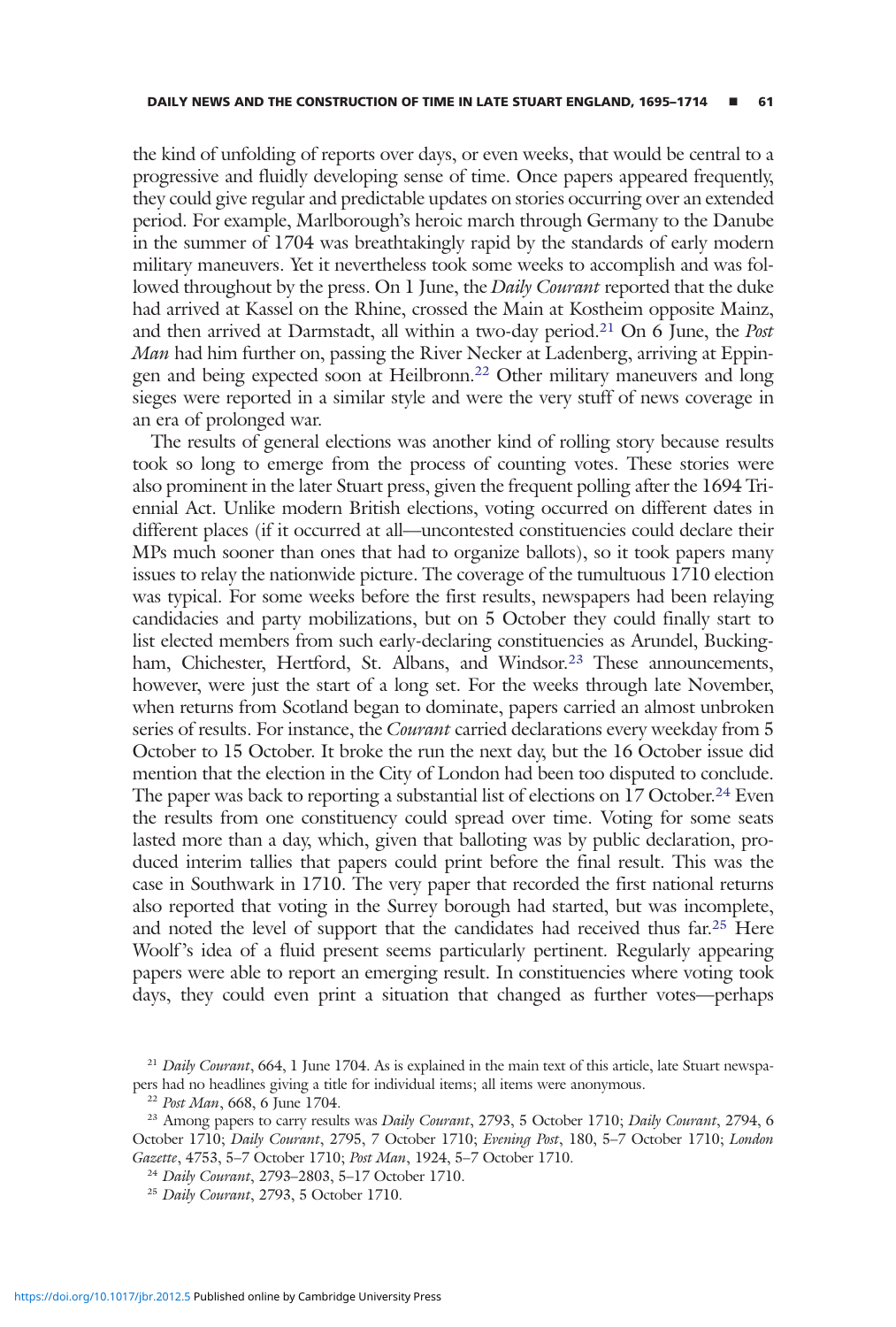the kind of unfolding of reports over days, or even weeks, that would be central to a progressive and fluidly developing sense of time. Once papers appeared frequently, they could give regular and predictable updates on stories occurring over an extended period. For example, Marlborough's heroic march through Germany to the Danube in the summer of 1704 was breathtakingly rapid by the standards of early modern military maneuvers. Yet it nevertheless took some weeks to accomplish and was followed throughout by the press. On 1 June, the *Daily Courant* reported that the duke had arrived at Kassel on the Rhine, crossed the Main at Kostheim opposite Mainz, and then arrived at Darmstadt, all within a two-day period.[21] On 6 June, the *Post Man* had him further on, passing the River Necker at Ladenberg, arriving at Eppingen and being expected soon at Heilbronn.[22] Other military maneuvers and long sieges were reported in a similar style and were the very stuff of news coverage in an era of prolonged war.

The results of general elections was another kind of rolling story because results took so long to emerge from the process of counting votes. These stories were also prominent in the later Stuart press, given the frequent polling after the 1694 Triennial Act. Unlike modern British elections, voting occurred on different dates in different places (if it occurred at all—uncontested constituencies could declare their MPs much sooner than ones that had to organize ballots), so it took papers many issues to relay the nationwide picture. The coverage of the tumultuous 1710 election was typical. For some weeks before the first results, newspapers had been relaying candidacies and party mobilizations, but on 5 October they could finally start to list elected members from such early-declaring constituencies as Arundel, Buckingham, Chichester, Hertford, St. Albans, and Windsor.[23] These announcements, however, were just the start of a long set. For the weeks through late November, when returns from Scotland began to dominate, papers carried an almost unbroken series of results. For instance, the *Courant* carried declarations every weekday from 5 October to 15 October. It broke the run the next day, but the 16 October issue did mention that the election in the City of London had been too disputed to conclude. The paper was back to reporting a substantial list of elections on 17 October.[24] Even the results from one constituency could spread over time. Voting for some seats lasted more than a day, which, given that balloting was by public declaration, produced interim tallies that papers could print before the final result. This was the case in Southwark in 1710. The very paper that recorded the first national returns also reported that voting in the Surrey borough had started, but was incomplete, and noted the level of support that the candidates had received thus far.[25] Here Woolf's idea of a fluid present seems particularly pertinent. Regularly appearing papers were able to report an emerging result. In constituencies where voting took days, they could even print a situation that changed as further votes—perhaps

[21] *Daily Courant*, 664, 1 June 1704. As is explained in the main text of this article, late Stuart newspapers had no headlines giving a title for individual items; all items were anonymous.

[22] *Post Man*, 668, 6 June 1704.

[23] Among papers to carry results was *Daily Courant*, 2793, 5 October 1710; *Daily Courant*, 2794, 6 October 1710; *Daily Courant*, 2795, 7 October 1710; *Evening Post*, 180, 5–7 October 1710; *London Gazette*, 4753, 5–7 October 1710; *Post Man*, 1924, 5–7 October 1710.

[24] *Daily Courant*, 2793–2803, 5–17 October 1710.

[25] *Daily Courant*, 2793, 5 October 1710.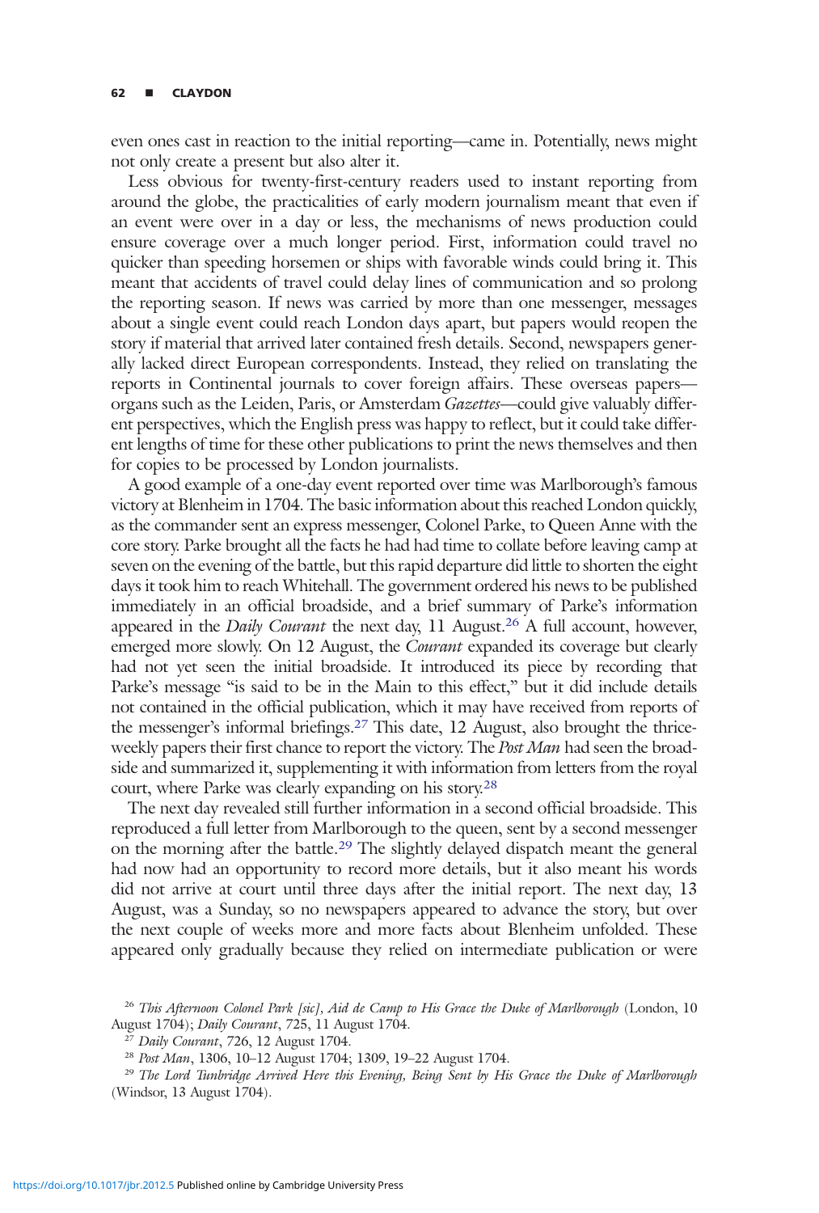even ones cast in reaction to the initial reporting—came in. Potentially, news might not only create a present but also alter it.

Less obvious for twenty-first-century readers used to instant reporting from around the globe, the practicalities of early modern journalism meant that even if an event were over in a day or less, the mechanisms of news production could ensure coverage over a much longer period. First, information could travel no quicker than speeding horsemen or ships with favorable winds could bring it. This meant that accidents of travel could delay lines of communication and so prolong the reporting season. If news was carried by more than one messenger, messages about a single event could reach London days apart, but papers would reopen the story if material that arrived later contained fresh details. Second, newspapers generally lacked direct European correspondents. Instead, they relied on translating the reports in Continental journals to cover foreign affairs. These overseas papers—organs such as the Leiden, Paris, or Amsterdam *Gazettes*—could give valuably different perspectives, which the English press was happy to reflect, but it could take different lengths of time for these other publications to print the news themselves and then for copies to be processed by London journalists.

A good example of a one-day event reported over time was Marlborough's famous victory at Blenheim in 1704. The basic information about this reached London quickly, as the commander sent an express messenger, Colonel Parke, to Queen Anne with the core story. Parke brought all the facts he had had time to collate before leaving camp at seven on the evening of the battle, but this rapid departure did little to shorten the eight days it took him to reach Whitehall. The government ordered his news to be published immediately in an official broadside, and a brief summary of Parke's information appeared in the *Daily Courant* the next day, 11 August.[26] A full account, however, emerged more slowly. On 12 August, the *Courant* expanded its coverage but clearly had not yet seen the initial broadside. It introduced its piece by recording that Parke's message "is said to be in the Main to this effect," but it did include details not contained in the official publication, which it may have received from reports of the messenger's informal briefings.[27] This date, 12 August, also brought the thrice-weekly papers their first chance to report the victory. The *Post Man* had seen the broadside and summarized it, supplementing it with information from letters from the royal court, where Parke was clearly expanding on his story.[28]

The next day revealed still further information in a second official broadside. This reproduced a full letter from Marlborough to the queen, sent by a second messenger on the morning after the battle.[29] The slightly delayed dispatch meant the general had now had an opportunity to record more details, but it also meant his words did not arrive at court until three days after the initial report. The next day, 13 August, was a Sunday, so no newspapers appeared to advance the story, but over the next couple of weeks more and more facts about Blenheim unfolded. These appeared only gradually because they relied on intermediate publication or were

[26] *This Afternoon Colonel Park [sic], Aid de Camp to His Grace the Duke of Marlborough* (London, 10 August 1704); *Daily Courant*, 725, 11 August 1704.

[27] *Daily Courant*, 726, 12 August 1704.

[28] *Post Man*, 1306, 10–12 August 1704; 1309, 19–22 August 1704.

[29] *The Lord Tunbridge Arrived Here this Evening, Being Sent by His Grace the Duke of Marlborough* (Windsor, 13 August 1704).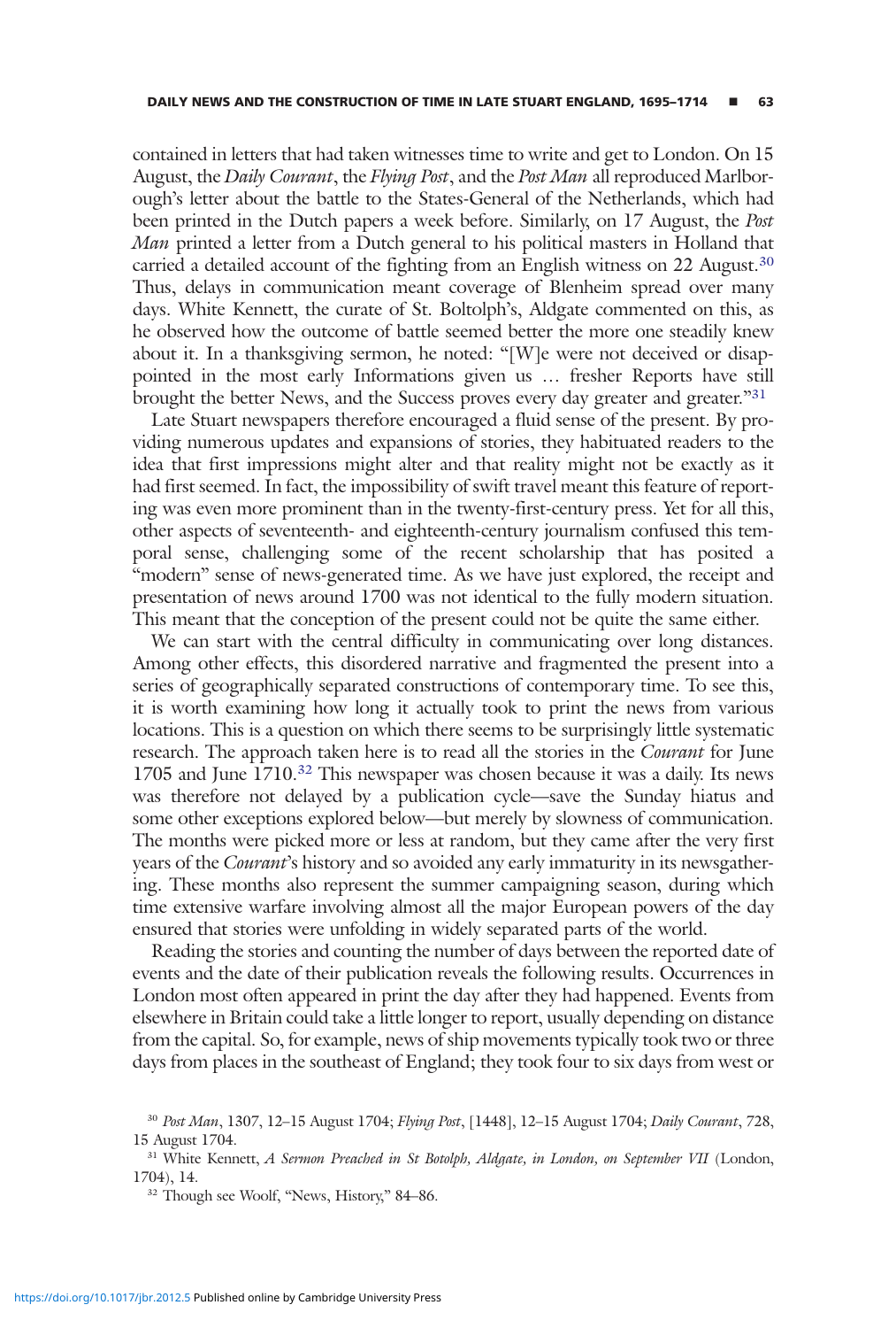contained in letters that had taken witnesses time to write and get to London. On 15 August, the *Daily Courant*, the *Flying Post*, and the *Post Man* all reproduced Marlborough's letter about the battle to the States-General of the Netherlands, which had been printed in the Dutch papers a week before. Similarly, on 17 August, the *Post Man* printed a letter from a Dutch general to his political masters in Holland that carried a detailed account of the fighting from an English witness on 22 August.[30] Thus, delays in communication meant coverage of Blenheim spread over many days. White Kennett, the curate of St. Boltolph's, Aldgate commented on this, as he observed how the outcome of battle seemed better the more one steadily knew about it. In a thanksgiving sermon, he noted: "[W]e were not deceived or disappointed in the most early Informations given us … fresher Reports have still brought the better News, and the Success proves every day greater and greater."[31]

Late Stuart newspapers therefore encouraged a fluid sense of the present. By providing numerous updates and expansions of stories, they habituated readers to the idea that first impressions might alter and that reality might not be exactly as it had first seemed. In fact, the impossibility of swift travel meant this feature of reporting was even more prominent than in the twenty-first-century press. Yet for all this, other aspects of seventeenth- and eighteenth-century journalism confused this temporal sense, challenging some of the recent scholarship that has posited a "modern" sense of news-generated time. As we have just explored, the receipt and presentation of news around 1700 was not identical to the fully modern situation. This meant that the conception of the present could not be quite the same either.

We can start with the central difficulty in communicating over long distances. Among other effects, this disordered narrative and fragmented the present into a series of geographically separated constructions of contemporary time. To see this, it is worth examining how long it actually took to print the news from various locations. This is a question on which there seems to be surprisingly little systematic research. The approach taken here is to read all the stories in the *Courant* for June 1705 and June 1710.[32] This newspaper was chosen because it was a daily. Its news was therefore not delayed by a publication cycle—save the Sunday hiatus and some other exceptions explored below—but merely by slowness of communication. The months were picked more or less at random, but they came after the very first years of the *Courant*'s history and so avoided any early immaturity in its newsgathering. These months also represent the summer campaigning season, during which time extensive warfare involving almost all the major European powers of the day ensured that stories were unfolding in widely separated parts of the world.

Reading the stories and counting the number of days between the reported date of events and the date of their publication reveals the following results. Occurrences in London most often appeared in print the day after they had happened. Events from elsewhere in Britain could take a little longer to report, usually depending on distance from the capital. So, for example, news of ship movements typically took two or three days from places in the southeast of England; they took four to six days from west or

[30] *Post Man*, 1307, 12–15 August 1704; *Flying Post*, [1448], 12–15 August 1704; *Daily Courant*, 728, 15 August 1704.

[31] White Kennett, *A Sermon Preached in St Botolph, Aldgate, in London, on September VII* (London, 1704), 14.

[32] Though see Woolf, "News, History," 84–86.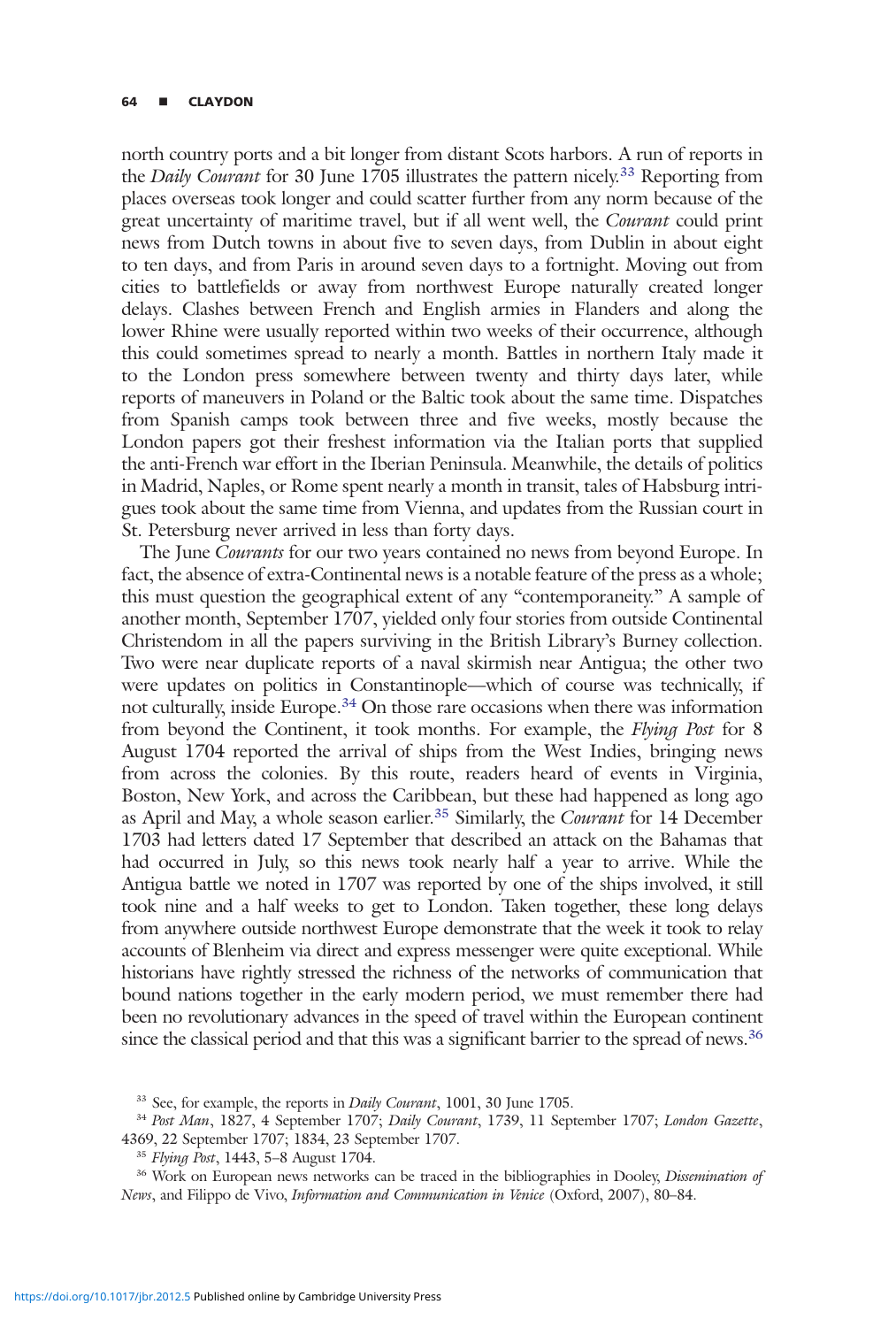north country ports and a bit longer from distant Scots harbors. A run of reports in the *Daily Courant* for 30 June 1705 illustrates the pattern nicely.[33] Reporting from places overseas took longer and could scatter further from any norm because of the great uncertainty of maritime travel, but if all went well, the *Courant* could print news from Dutch towns in about five to seven days, from Dublin in about eight to ten days, and from Paris in around seven days to a fortnight. Moving out from cities to battlefields or away from northwest Europe naturally created longer delays. Clashes between French and English armies in Flanders and along the lower Rhine were usually reported within two weeks of their occurrence, although this could sometimes spread to nearly a month. Battles in northern Italy made it to the London press somewhere between twenty and thirty days later, while reports of maneuvers in Poland or the Baltic took about the same time. Dispatches from Spanish camps took between three and five weeks, mostly because the London papers got their freshest information via the Italian ports that supplied the anti-French war effort in the Iberian Peninsula. Meanwhile, the details of politics in Madrid, Naples, or Rome spent nearly a month in transit, tales of Habsburg intrigues took about the same time from Vienna, and updates from the Russian court in St. Petersburg never arrived in less than forty days.

The June *Courants* for our two years contained no news from beyond Europe. In fact, the absence of extra-Continental news is a notable feature of the press as a whole; this must question the geographical extent of any "contemporaneity." A sample of another month, September 1707, yielded only four stories from outside Continental Christendom in all the papers surviving in the British Library's Burney collection. Two were near duplicate reports of a naval skirmish near Antigua; the other two were updates on politics in Constantinople—which of course was technically, if not culturally, inside Europe.[34] On those rare occasions when there was information from beyond the Continent, it took months. For example, the *Flying Post* for 8 August 1704 reported the arrival of ships from the West Indies, bringing news from across the colonies. By this route, readers heard of events in Virginia, Boston, New York, and across the Caribbean, but these had happened as long ago as April and May, a whole season earlier.[35] Similarly, the *Courant* for 14 December 1703 had letters dated 17 September that described an attack on the Bahamas that had occurred in July, so this news took nearly half a year to arrive. While the Antigua battle we noted in 1707 was reported by one of the ships involved, it still took nine and a half weeks to get to London. Taken together, these long delays from anywhere outside northwest Europe demonstrate that the week it took to relay accounts of Blenheim via direct and express messenger were quite exceptional. While historians have rightly stressed the richness of the networks of communication that bound nations together in the early modern period, we must remember there had been no revolutionary advances in the speed of travel within the European continent since the classical period and that this was a significant barrier to the spread of news.[36]

---

[33] See, for example, the reports in *Daily Courant*, 1001, 30 June 1705.

[34] *Post Man*, 1827, 4 September 1707; *Daily Courant*, 1739, 11 September 1707; *London Gazette*, 4369, 22 September 1707; 1834, 23 September 1707.

[35] *Flying Post*, 1443, 5–8 August 1704.

[36] Work on European news networks can be traced in the bibliographies in Dooley, *Dissemination of News*, and Filippo de Vivo, *Information and Communication in Venice* (Oxford, 2007), 80–84.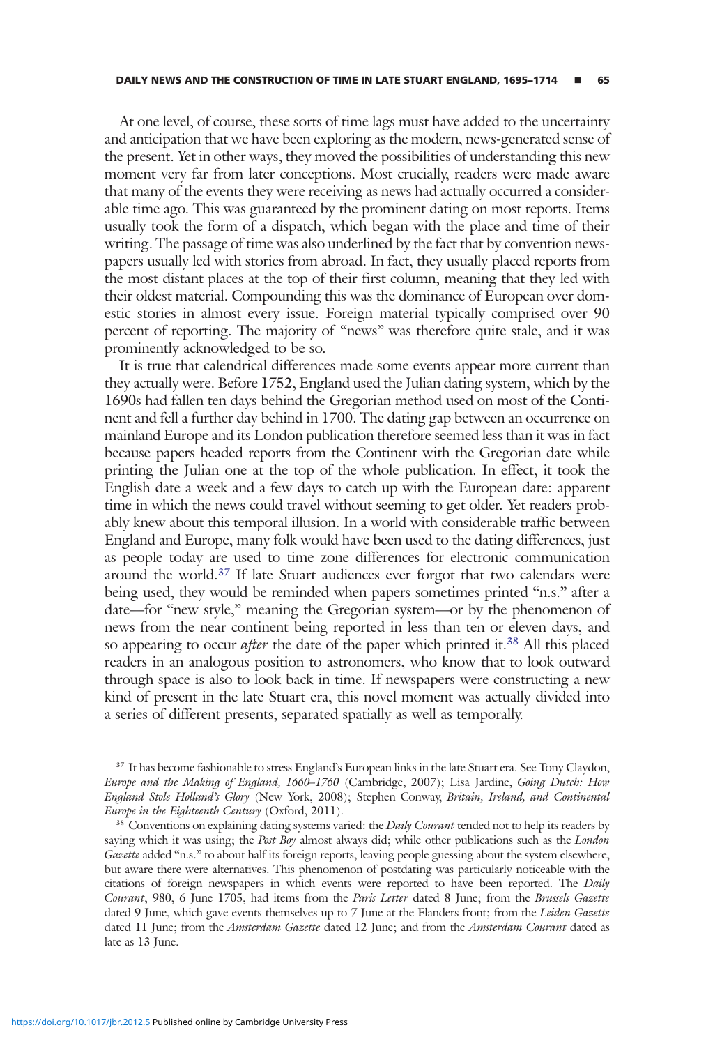At one level, of course, these sorts of time lags must have added to the uncertainty and anticipation that we have been exploring as the modern, news-generated sense of the present. Yet in other ways, they moved the possibilities of understanding this new moment very far from later conceptions. Most crucially, readers were made aware that many of the events they were receiving as news had actually occurred a considerable time ago. This was guaranteed by the prominent dating on most reports. Items usually took the form of a dispatch, which began with the place and time of their writing. The passage of time was also underlined by the fact that by convention newspapers usually led with stories from abroad. In fact, they usually placed reports from the most distant places at the top of their first column, meaning that they led with their oldest material. Compounding this was the dominance of European over domestic stories in almost every issue. Foreign material typically comprised over 90 percent of reporting. The majority of "news" was therefore quite stale, and it was prominently acknowledged to be so.

It is true that calendrical differences made some events appear more current than they actually were. Before 1752, England used the Julian dating system, which by the 1690s had fallen ten days behind the Gregorian method used on most of the Continent and fell a further day behind in 1700. The dating gap between an occurrence on mainland Europe and its London publication therefore seemed less than it was in fact because papers headed reports from the Continent with the Gregorian date while printing the Julian one at the top of the whole publication. In effect, it took the English date a week and a few days to catch up with the European date: apparent time in which the news could travel without seeming to get older. Yet readers probably knew about this temporal illusion. In a world with considerable traffic between England and Europe, many folk would have been used to the dating differences, just as people today are used to time zone differences for electronic communication around the world.[37] If late Stuart audiences ever forgot that two calendars were being used, they would be reminded when papers sometimes printed "n.s." after a date—for "new style," meaning the Gregorian system—or by the phenomenon of news from the near continent being reported in less than ten or eleven days, and so appearing to occur *after* the date of the paper which printed it.[38] All this placed readers in an analogous position to astronomers, who know that to look outward through space is also to look back in time. If newspapers were constructing a new kind of present in the late Stuart era, this novel moment was actually divided into a series of different presents, separated spatially as well as temporally.

[37] It has become fashionable to stress England's European links in the late Stuart era. See Tony Claydon, *Europe and the Making of England, 1660–1760* (Cambridge, 2007); Lisa Jardine, *Going Dutch: How England Stole Holland's Glory* (New York, 2008); Stephen Conway, *Britain, Ireland, and Continental Europe in the Eighteenth Century* (Oxford, 2011).

[38] Conventions on explaining dating systems varied: the *Daily Courant* tended not to help its readers by saying which it was using; the *Post Boy* almost always did; while other publications such as the *London Gazette* added "n.s." to about half its foreign reports, leaving people guessing about the system elsewhere, but aware there were alternatives. This phenomenon of postdating was particularly noticeable with the citations of foreign newspapers in which events were reported to have been reported. The *Daily Courant*, 980, 6 June 1705, had items from the *Paris Letter* dated 8 June; from the *Brussels Gazette* dated 9 June, which gave events themselves up to 7 June at the Flanders front; from the *Leiden Gazette* dated 11 June; from the *Amsterdam Gazette* dated 12 June; and from the *Amsterdam Courant* dated as late as 13 June.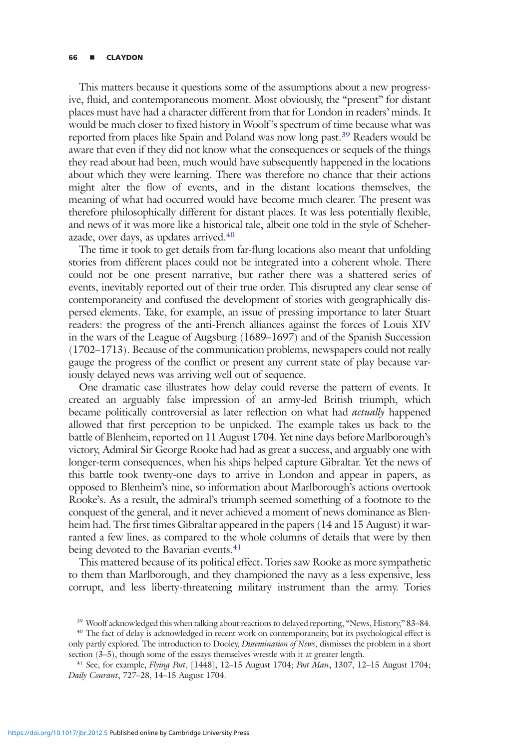This matters because it questions some of the assumptions about a new progressive, fluid, and contemporaneous moment. Most obviously, the "present" for distant places must have had a character different from that for London in readers' minds. It would be much closer to fixed history in Woolf's spectrum of time because what was reported from places like Spain and Poland was now long past.[39] Readers would be aware that even if they did not know what the consequences or sequels of the things they read about had been, much would have subsequently happened in the locations about which they were learning. There was therefore no chance that their actions might alter the flow of events, and in the distant locations themselves, the meaning of what had occurred would have become much clearer. The present was therefore philosophically different for distant places. It was less potentially flexible, and news of it was more like a historical tale, albeit one told in the style of Scheherazade, over days, as updates arrived.[40]

The time it took to get details from far-flung locations also meant that unfolding stories from different places could not be integrated into a coherent whole. There could not be one present narrative, but rather there was a shattered series of events, inevitably reported out of their true order. This disrupted any clear sense of contemporaneity and confused the development of stories with geographically dispersed elements. Take, for example, an issue of pressing importance to later Stuart readers: the progress of the anti-French alliances against the forces of Louis XIV in the wars of the League of Augsburg (1689–1697) and of the Spanish Succession (1702–1713). Because of the communication problems, newspapers could not really gauge the progress of the conflict or present any current state of play because variously delayed news was arriving well out of sequence.

One dramatic case illustrates how delay could reverse the pattern of events. It created an arguably false impression of an army-led British triumph, which became politically controversial as later reflection on what had *actually* happened allowed that first perception to be unpicked. The example takes us back to the battle of Blenheim, reported on 11 August 1704. Yet nine days before Marlborough's victory, Admiral Sir George Rooke had had as great a success, and arguably one with longer-term consequences, when his ships helped capture Gibraltar. Yet the news of this battle took twenty-one days to arrive in London and appear in papers, as opposed to Blenheim's nine, so information about Marlborough's actions overtook Rooke's. As a result, the admiral's triumph seemed something of a footnote to the conquest of the general, and it never achieved a moment of news dominance as Blenheim had. The first times Gibraltar appeared in the papers (14 and 15 August) it warranted a few lines, as compared to the whole columns of details that were by then being devoted to the Bavarian events.[41]

This mattered because of its political effect. Tories saw Rooke as more sympathetic to them than Marlborough, and they championed the navy as a less expensive, less corrupt, and less liberty-threatening military instrument than the army. Tories

---

[39] Woolf acknowledged this when talking about reactions to delayed reporting, "News, History," 83–84.

[40] The fact of delay is acknowledged in recent work on contemporaneity, but its psychological effect is only partly explored. The introduction to Dooley, *Dissemination of News*, dismisses the problem in a short section (3–5), though some of the essays themselves wrestle with it at greater length.

[41] See, for example, *Flying Post*, [1448], 12–15 August 1704; *Post Man*, 1307, 12–15 August 1704; *Daily Courant*, 727–28, 14–15 August 1704.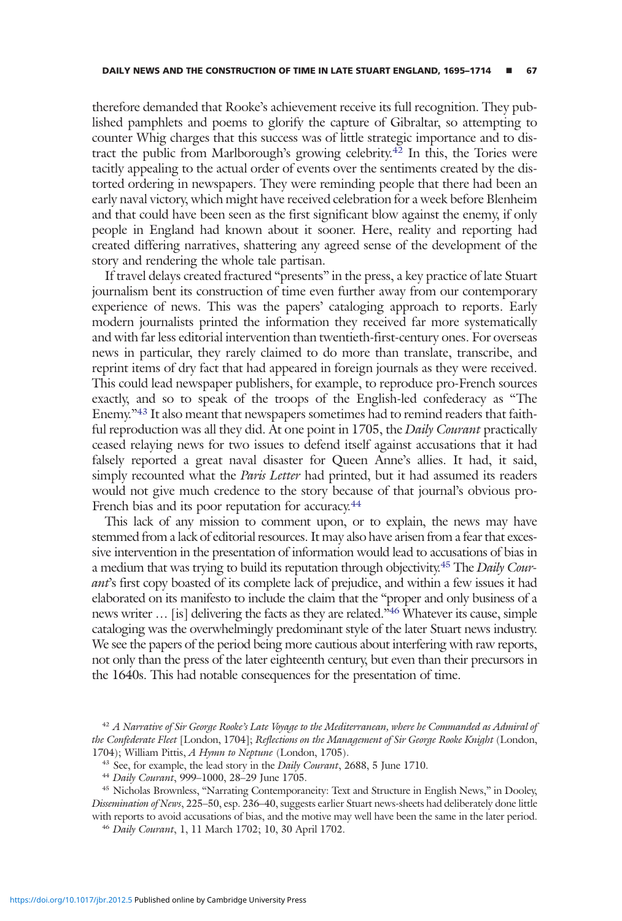therefore demanded that Rooke's achievement receive its full recognition. They published pamphlets and poems to glorify the capture of Gibraltar, so attempting to counter Whig charges that this success was of little strategic importance and to distract the public from Marlborough's growing celebrity.[42] In this, the Tories were tacitly appealing to the actual order of events over the sentiments created by the distorted ordering in newspapers. They were reminding people that there had been an early naval victory, which might have received celebration for a week before Blenheim and that could have been seen as the first significant blow against the enemy, if only people in England had known about it sooner. Here, reality and reporting had created differing narratives, shattering any agreed sense of the development of the story and rendering the whole tale partisan.

If travel delays created fractured "presents" in the press, a key practice of late Stuart journalism bent its construction of time even further away from our contemporary experience of news. This was the papers' cataloging approach to reports. Early modern journalists printed the information they received far more systematically and with far less editorial intervention than twentieth-first-century ones. For overseas news in particular, they rarely claimed to do more than translate, transcribe, and reprint items of dry fact that had appeared in foreign journals as they were received. This could lead newspaper publishers, for example, to reproduce pro-French sources exactly, and so to speak of the troops of the English-led confederacy as "The Enemy."[43] It also meant that newspapers sometimes had to remind readers that faithful reproduction was all they did. At one point in 1705, the *Daily Courant* practically ceased relaying news for two issues to defend itself against accusations that it had falsely reported a great naval disaster for Queen Anne's allies. It had, it said, simply recounted what the *Paris Letter* had printed, but it had assumed its readers would not give much credence to the story because of that journal's obvious pro-French bias and its poor reputation for accuracy.[44]

This lack of any mission to comment upon, or to explain, the news may have stemmed from a lack of editorial resources. It may also have arisen from a fear that excessive intervention in the presentation of information would lead to accusations of bias in a medium that was trying to build its reputation through objectivity.[45] The *Daily Courant*'s first copy boasted of its complete lack of prejudice, and within a few issues it had elaborated on its manifesto to include the claim that the "proper and only business of a news writer … [is] delivering the facts as they are related."[46] Whatever its cause, simple cataloging was the overwhelmingly predominant style of the later Stuart news industry. We see the papers of the period being more cautious about interfering with raw reports, not only than the press of the later eighteenth century, but even than their precursors in the 1640s. This had notable consequences for the presentation of time.

[42] *A Narrative of Sir George Rooke's Late Voyage to the Mediterranean, where he Commanded as Admiral of the Confederate Fleet* [London, 1704]; *Reflections on the Management of Sir George Rooke Knight* (London, 1704); William Pittis, *A Hymn to Neptune* (London, 1705).

[43] See, for example, the lead story in the *Daily Courant*, 2688, 5 June 1710.

[44] *Daily Courant*, 999–1000, 28–29 June 1705.

[45] Nicholas Brownlees, "Narrating Contemporaneity: Text and Structure in English News," in Dooley, *Dissemination of News*, 225–50, esp. 236–40, suggests earlier Stuart news-sheets had deliberately done little with reports to avoid accusations of bias, and the motive may well have been the same in the later period.

[46] *Daily Courant*, 1, 11 March 1702; 10, 30 April 1702.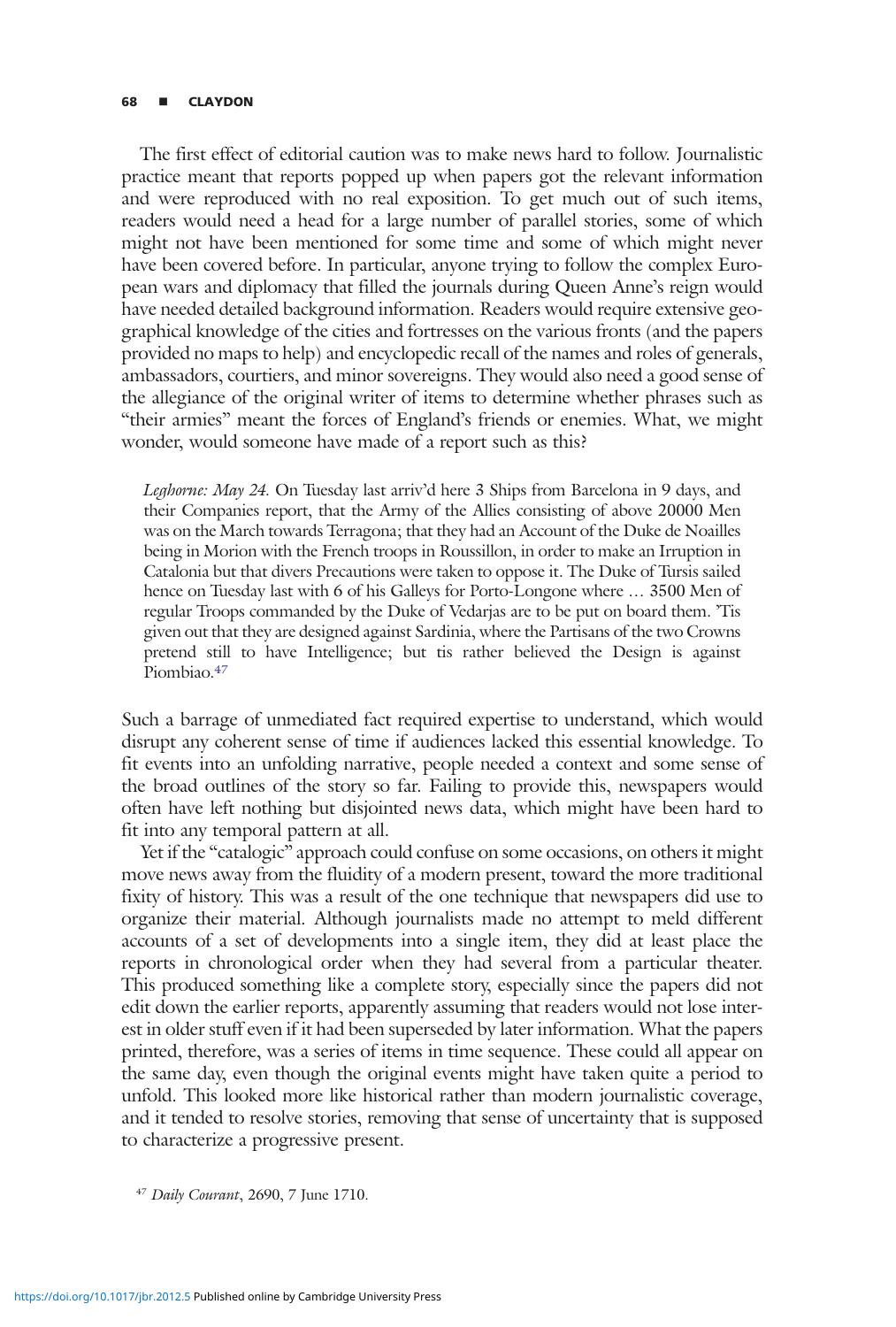The first effect of editorial caution was to make news hard to follow. Journalistic practice meant that reports popped up when papers got the relevant information and were reproduced with no real exposition. To get much out of such items, readers would need a head for a large number of parallel stories, some of which might not have been mentioned for some time and some of which might never have been covered before. In particular, anyone trying to follow the complex European wars and diplomacy that filled the journals during Queen Anne's reign would have needed detailed background information. Readers would require extensive geographical knowledge of the cities and fortresses on the various fronts (and the papers provided no maps to help) and encyclopedic recall of the names and roles of generals, ambassadors, courtiers, and minor sovereigns. They would also need a good sense of the allegiance of the original writer of items to determine whether phrases such as "their armies" meant the forces of England's friends or enemies. What, we might wonder, would someone have made of a report such as this?

> *Leghorne: May 24.* On Tuesday last arriv'd here 3 Ships from Barcelona in 9 days, and their Companies report, that the Army of the Allies consisting of above 20000 Men was on the March towards Terragona; that they had an Account of the Duke de Noailles being in Morion with the French troops in Roussillon, in order to make an Irruption in Catalonia but that divers Precautions were taken to oppose it. The Duke of Tursis sailed hence on Tuesday last with 6 of his Galleys for Porto-Longone where … 3500 Men of regular Troops commanded by the Duke of Vedarjas are to be put on board them. 'Tis given out that they are designed against Sardinia, where the Partisans of the two Crowns pretend still to have Intelligence; but tis rather believed the Design is against Piombiao.[47]

Such a barrage of unmediated fact required expertise to understand, which would disrupt any coherent sense of time if audiences lacked this essential knowledge. To fit events into an unfolding narrative, people needed a context and some sense of the broad outlines of the story so far. Failing to provide this, newspapers would often have left nothing but disjointed news data, which might have been hard to fit into any temporal pattern at all.

Yet if the "catalogic" approach could confuse on some occasions, on others it might move news away from the fluidity of a modern present, toward the more traditional fixity of history. This was a result of the one technique that newspapers did use to organize their material. Although journalists made no attempt to meld different accounts of a set of developments into a single item, they did at least place the reports in chronological order when they had several from a particular theater. This produced something like a complete story, especially since the papers did not edit down the earlier reports, apparently assuming that readers would not lose interest in older stuff even if it had been superseded by later information. What the papers printed, therefore, was a series of items in time sequence. These could all appear on the same day, even though the original events might have taken quite a period to unfold. This looked more like historical rather than modern journalistic coverage, and it tended to resolve stories, removing that sense of uncertainty that is supposed to characterize a progressive present.

[47] *Daily Courant*, 2690, 7 June 1710.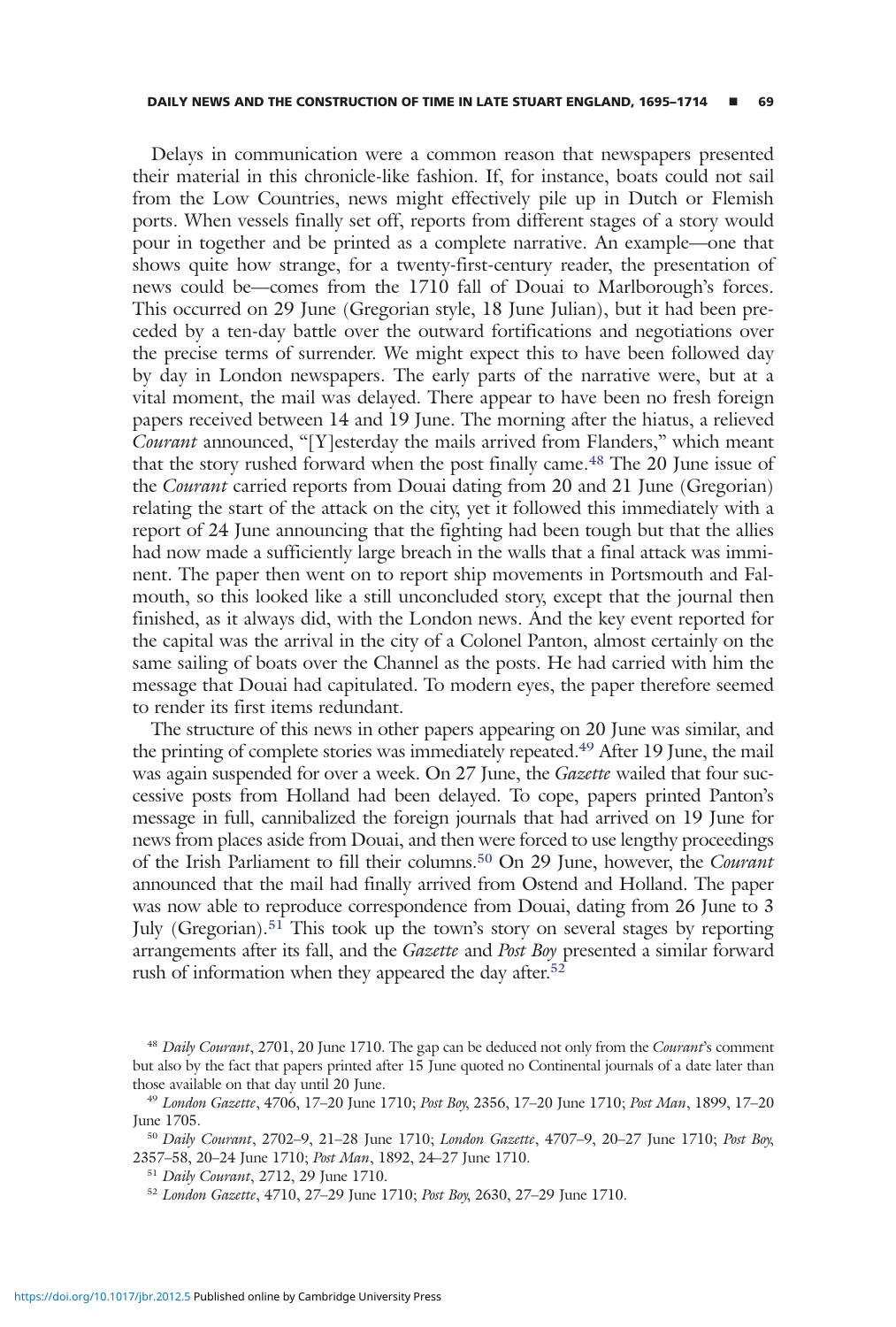Delays in communication were a common reason that newspapers presented their material in this chronicle-like fashion. If, for instance, boats could not sail from the Low Countries, news might effectively pile up in Dutch or Flemish ports. When vessels finally set off, reports from different stages of a story would pour in together and be printed as a complete narrative. An example—one that shows quite how strange, for a twenty-first-century reader, the presentation of news could be—comes from the 1710 fall of Douai to Marlborough's forces. This occurred on 29 June (Gregorian style, 18 June Julian), but it had been preceded by a ten-day battle over the outward fortifications and negotiations over the precise terms of surrender. We might expect this to have been followed day by day in London newspapers. The early parts of the narrative were, but at a vital moment, the mail was delayed. There appear to have been no fresh foreign papers received between 14 and 19 June. The morning after the hiatus, a relieved *Courant* announced, "[Y]esterday the mails arrived from Flanders," which meant that the story rushed forward when the post finally came.[48] The 20 June issue of the *Courant* carried reports from Douai dating from 20 and 21 June (Gregorian) relating the start of the attack on the city, yet it followed this immediately with a report of 24 June announcing that the fighting had been tough but that the allies had now made a sufficiently large breach in the walls that a final attack was imminent. The paper then went on to report ship movements in Portsmouth and Falmouth, so this looked like a still unconcluded story, except that the journal then finished, as it always did, with the London news. And the key event reported for the capital was the arrival in the city of a Colonel Panton, almost certainly on the same sailing of boats over the Channel as the posts. He had carried with him the message that Douai had capitulated. To modern eyes, the paper therefore seemed to render its first items redundant.

The structure of this news in other papers appearing on 20 June was similar, and the printing of complete stories was immediately repeated.[49] After 19 June, the mail was again suspended for over a week. On 27 June, the *Gazette* wailed that four successive posts from Holland had been delayed. To cope, papers printed Panton's message in full, cannibalized the foreign journals that had arrived on 19 June for news from places aside from Douai, and then were forced to use lengthy proceedings of the Irish Parliament to fill their columns.[50] On 29 June, however, the *Courant* announced that the mail had finally arrived from Ostend and Holland. The paper was now able to reproduce correspondence from Douai, dating from 26 June to 3 July (Gregorian).[51] This took up the town's story on several stages by reporting arrangements after its fall, and the *Gazette* and *Post Boy* presented a similar forward rush of information when they appeared the day after.[52]

[48] *Daily Courant*, 2701, 20 June 1710. The gap can be deduced not only from the *Courant*'s comment but also by the fact that papers printed after 15 June quoted no Continental journals of a date later than those available on that day until 20 June.

[49] *London Gazette*, 4706, 17–20 June 1710; *Post Boy*, 2356, 17–20 June 1710; *Post Man*, 1899, 17–20 June 1705.

[50] *Daily Courant*, 2702–9, 21–28 June 1710; *London Gazette*, 4707–9, 20–27 June 1710; *Post Boy*, 2357–58, 20–24 June 1710; *Post Man*, 1892, 24–27 June 1710.

[51] *Daily Courant*, 2712, 29 June 1710.

[52] *London Gazette*, 4710, 27–29 June 1710; *Post Boy*, 2630, 27–29 June 1710.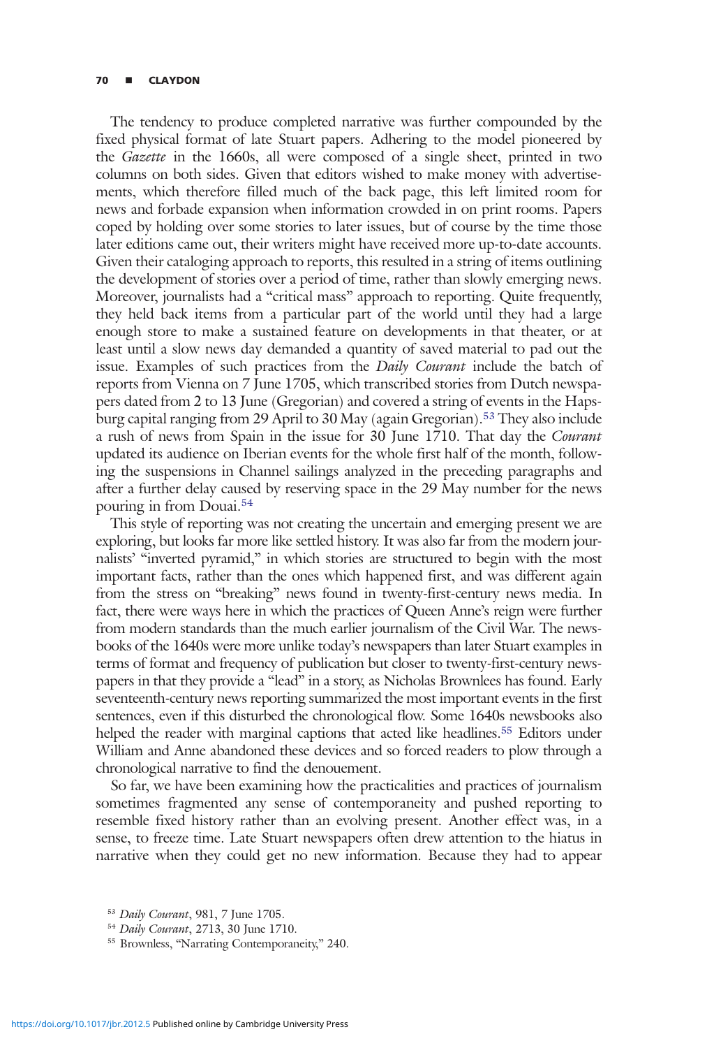The tendency to produce completed narrative was further compounded by the fixed physical format of late Stuart papers. Adhering to the model pioneered by the *Gazette* in the 1660s, all were composed of a single sheet, printed in two columns on both sides. Given that editors wished to make money with advertisements, which therefore filled much of the back page, this left limited room for news and forbade expansion when information crowded in on print rooms. Papers coped by holding over some stories to later issues, but of course by the time those later editions came out, their writers might have received more up-to-date accounts. Given their cataloging approach to reports, this resulted in a string of items outlining the development of stories over a period of time, rather than slowly emerging news. Moreover, journalists had a "critical mass" approach to reporting. Quite frequently, they held back items from a particular part of the world until they had a large enough store to make a sustained feature on developments in that theater, or at least until a slow news day demanded a quantity of saved material to pad out the issue. Examples of such practices from the *Daily Courant* include the batch of reports from Vienna on 7 June 1705, which transcribed stories from Dutch newspapers dated from 2 to 13 June (Gregorian) and covered a string of events in the Hapsburg capital ranging from 29 April to 30 May (again Gregorian).[53] They also include a rush of news from Spain in the issue for 30 June 1710. That day the *Courant* updated its audience on Iberian events for the whole first half of the month, following the suspensions in Channel sailings analyzed in the preceding paragraphs and after a further delay caused by reserving space in the 29 May number for the news pouring in from Douai.[54]

This style of reporting was not creating the uncertain and emerging present we are exploring, but looks far more like settled history. It was also far from the modern journalists' "inverted pyramid," in which stories are structured to begin with the most important facts, rather than the ones which happened first, and was different again from the stress on "breaking" news found in twenty-first-century news media. In fact, there were ways here in which the practices of Queen Anne's reign were further from modern standards than the much earlier journalism of the Civil War. The newsbooks of the 1640s were more unlike today's newspapers than later Stuart examples in terms of format and frequency of publication but closer to twenty-first-century newspapers in that they provide a "lead" in a story, as Nicholas Brownlees has found. Early seventeenth-century news reporting summarized the most important events in the first sentences, even if this disturbed the chronological flow. Some 1640s newsbooks also helped the reader with marginal captions that acted like headlines.[55] Editors under William and Anne abandoned these devices and so forced readers to plow through a chronological narrative to find the denouement.

So far, we have been examining how the practicalities and practices of journalism sometimes fragmented any sense of contemporaneity and pushed reporting to resemble fixed history rather than an evolving present. Another effect was, in a sense, to freeze time. Late Stuart newspapers often drew attention to the hiatus in narrative when they could get no new information. Because they had to appear

[53] *Daily Courant*, 981, 7 June 1705.

[54] *Daily Courant*, 2713, 30 June 1710.

[55] Brownless, "Narrating Contemporaneity," 240.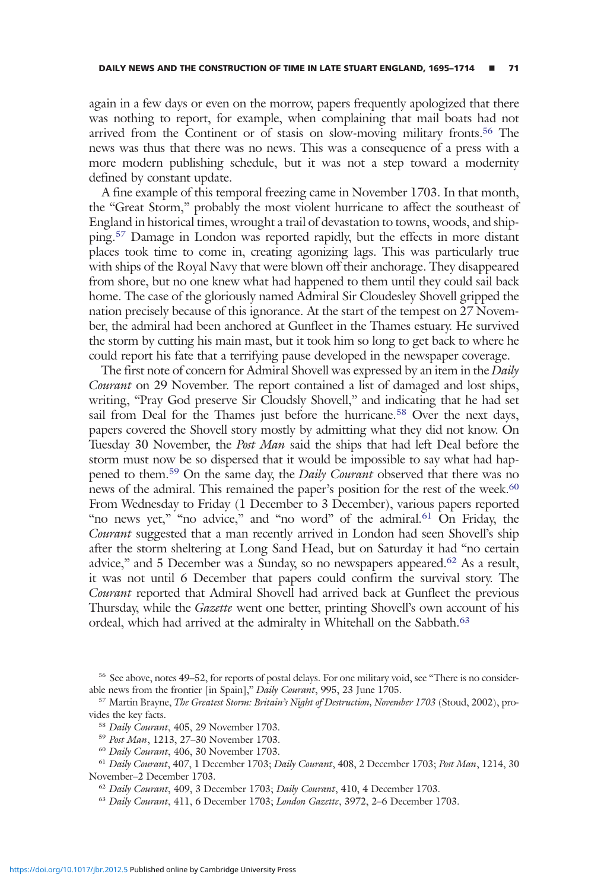again in a few days or even on the morrow, papers frequently apologized that there was nothing to report, for example, when complaining that mail boats had not arrived from the Continent or of stasis on slow-moving military fronts.[56] The news was thus that there was no news. This was a consequence of a press with a more modern publishing schedule, but it was not a step toward a modernity defined by constant update.

A fine example of this temporal freezing came in November 1703. In that month, the "Great Storm," probably the most violent hurricane to affect the southeast of England in historical times, wrought a trail of devastation to towns, woods, and shipping.[57] Damage in London was reported rapidly, but the effects in more distant places took time to come in, creating agonizing lags. This was particularly true with ships of the Royal Navy that were blown off their anchorage. They disappeared from shore, but no one knew what had happened to them until they could sail back home. The case of the gloriously named Admiral Sir Cloudesley Shovell gripped the nation precisely because of this ignorance. At the start of the tempest on 27 November, the admiral had been anchored at Gunfleet in the Thames estuary. He survived the storm by cutting his main mast, but it took him so long to get back to where he could report his fate that a terrifying pause developed in the newspaper coverage.

The first note of concern for Admiral Shovell was expressed by an item in the *Daily Courant* on 29 November. The report contained a list of damaged and lost ships, writing, "Pray God preserve Sir Cloudsly Shovell," and indicating that he had set sail from Deal for the Thames just before the hurricane.[58] Over the next days, papers covered the Shovell story mostly by admitting what they did not know. On Tuesday 30 November, the *Post Man* said the ships that had left Deal before the storm must now be so dispersed that it would be impossible to say what had happened to them.[59] On the same day, the *Daily Courant* observed that there was no news of the admiral. This remained the paper's position for the rest of the week.[60] From Wednesday to Friday (1 December to 3 December), various papers reported "no news yet," "no advice," and "no word" of the admiral.[61] On Friday, the *Courant* suggested that a man recently arrived in London had seen Shovell's ship after the storm sheltering at Long Sand Head, but on Saturday it had "no certain advice," and 5 December was a Sunday, so no newspapers appeared.[62] As a result, it was not until 6 December that papers could confirm the survival story. The *Courant* reported that Admiral Shovell had arrived back at Gunfleet the previous Thursday, while the *Gazette* went one better, printing Shovell's own account of his ordeal, which had arrived at the admiralty in Whitehall on the Sabbath.[63]

---

[56] See above, notes 49–52, for reports of postal delays. For one military void, see "There is no considerable news from the frontier [in Spain]," *Daily Courant*, 995, 23 June 1705.

[57] Martin Brayne, *The Greatest Storm: Britain's Night of Destruction, November 1703* (Stoud, 2002), provides the key facts.

[58] *Daily Courant*, 405, 29 November 1703.

[59] *Post Man*, 1213, 27–30 November 1703.

[60] *Daily Courant*, 406, 30 November 1703.

[61] *Daily Courant*, 407, 1 December 1703; *Daily Courant*, 408, 2 December 1703; *Post Man*, 1214, 30 November–2 December 1703.

[62] *Daily Courant*, 409, 3 December 1703; *Daily Courant*, 410, 4 December 1703.

[63] *Daily Courant*, 411, 6 December 1703; *London Gazette*, 3972, 2–6 December 1703.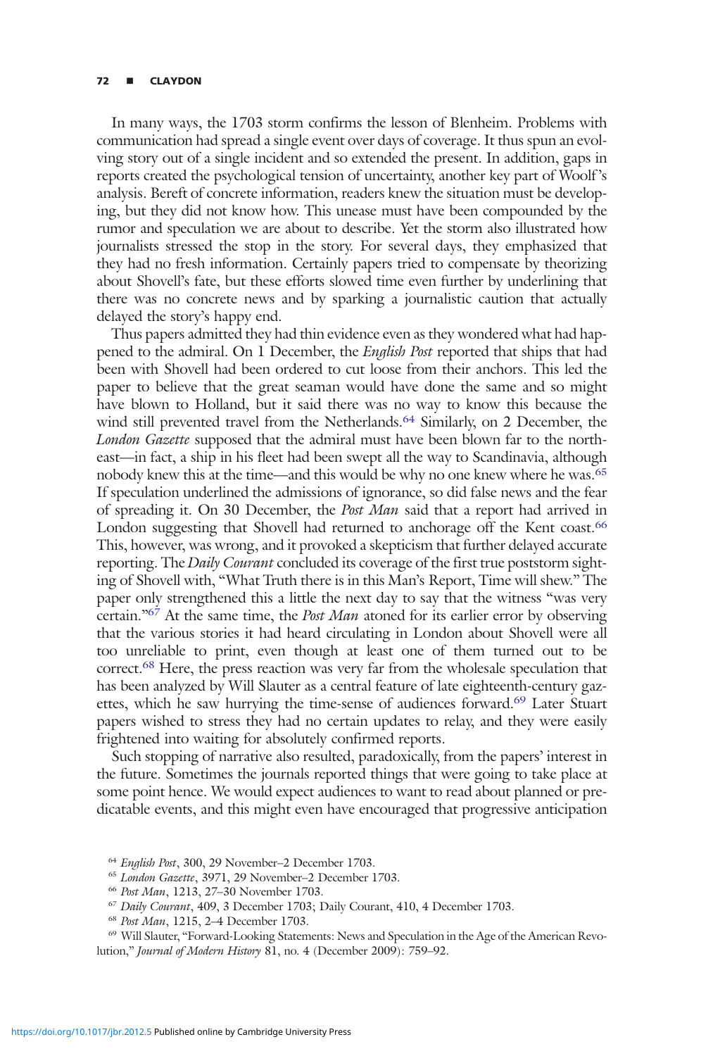In many ways, the 1703 storm confirms the lesson of Blenheim. Problems with communication had spread a single event over days of coverage. It thus spun an evolving story out of a single incident and so extended the present. In addition, gaps in reports created the psychological tension of uncertainty, another key part of Woolf's analysis. Bereft of concrete information, readers knew the situation must be developing, but they did not know how. This unease must have been compounded by the rumor and speculation we are about to describe. Yet the storm also illustrated how journalists stressed the stop in the story. For several days, they emphasized that they had no fresh information. Certainly papers tried to compensate by theorizing about Shovell's fate, but these efforts slowed time even further by underlining that there was no concrete news and by sparking a journalistic caution that actually delayed the story's happy end.

Thus papers admitted they had thin evidence even as they wondered what had happened to the admiral. On 1 December, the *English Post* reported that ships that had been with Shovell had been ordered to cut loose from their anchors. This led the paper to believe that the great seaman would have done the same and so might have blown to Holland, but it said there was no way to know this because the wind still prevented travel from the Netherlands.[64] Similarly, on 2 December, the *London Gazette* supposed that the admiral must have been blown far to the northeast—in fact, a ship in his fleet had been swept all the way to Scandinavia, although nobody knew this at the time—and this would be why no one knew where he was.[65] If speculation underlined the admissions of ignorance, so did false news and the fear of spreading it. On 30 December, the *Post Man* said that a report had arrived in London suggesting that Shovell had returned to anchorage off the Kent coast.[66] This, however, was wrong, and it provoked a skepticism that further delayed accurate reporting. The *Daily Courant* concluded its coverage of the first true poststorm sighting of Shovell with, "What Truth there is in this Man's Report, Time will shew." The paper only strengthened this a little the next day to say that the witness "was very certain."[67] At the same time, the *Post Man* atoned for its earlier error by observing that the various stories it had heard circulating in London about Shovell were all too unreliable to print, even though at least one of them turned out to be correct.[68] Here, the press reaction was very far from the wholesale speculation that has been analyzed by Will Slauter as a central feature of late eighteenth-century gazettes, which he saw hurrying the time-sense of audiences forward.[69] Later Stuart papers wished to stress they had no certain updates to relay, and they were easily frightened into waiting for absolutely confirmed reports.

Such stopping of narrative also resulted, paradoxically, from the papers' interest in the future. Sometimes the journals reported things that were going to take place at some point hence. We would expect audiences to want to read about planned or predicatable events, and this might even have encouraged that progressive anticipation

[64] *English Post*, 300, 29 November–2 December 1703.

[65] *London Gazette*, 3971, 29 November–2 December 1703.

[66] *Post Man*, 1213, 27–30 November 1703.

[67] *Daily Courant*, 409, 3 December 1703; Daily Courant, 410, 4 December 1703.

[68] *Post Man*, 1215, 2–4 December 1703.

[69] Will Slauter, "Forward-Looking Statements: News and Speculation in the Age of the American Revolution," *Journal of Modern History* 81, no. 4 (December 2009): 759–92.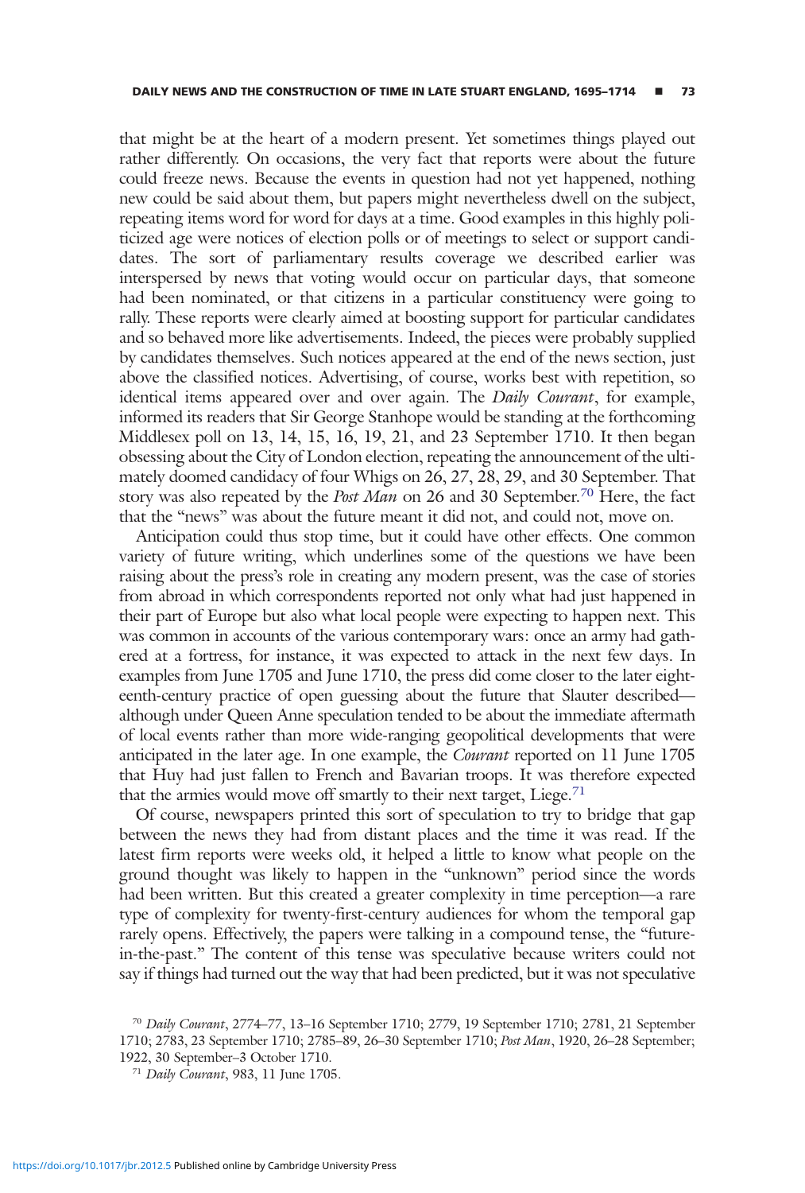that might be at the heart of a modern present. Yet sometimes things played out rather differently. On occasions, the very fact that reports were about the future could freeze news. Because the events in question had not yet happened, nothing new could be said about them, but papers might nevertheless dwell on the subject, repeating items word for word for days at a time. Good examples in this highly politicized age were notices of election polls or of meetings to select or support candidates. The sort of parliamentary results coverage we described earlier was interspersed by news that voting would occur on particular days, that someone had been nominated, or that citizens in a particular constituency were going to rally. These reports were clearly aimed at boosting support for particular candidates and so behaved more like advertisements. Indeed, the pieces were probably supplied by candidates themselves. Such notices appeared at the end of the news section, just above the classified notices. Advertising, of course, works best with repetition, so identical items appeared over and over again. The *Daily Courant*, for example, informed its readers that Sir George Stanhope would be standing at the forthcoming Middlesex poll on 13, 14, 15, 16, 19, 21, and 23 September 1710. It then began obsessing about the City of London election, repeating the announcement of the ultimately doomed candidacy of four Whigs on 26, 27, 28, 29, and 30 September. That story was also repeated by the *Post Man* on 26 and 30 September.[70] Here, the fact that the "news" was about the future meant it did not, and could not, move on.

Anticipation could thus stop time, but it could have other effects. One common variety of future writing, which underlines some of the questions we have been raising about the press's role in creating any modern present, was the case of stories from abroad in which correspondents reported not only what had just happened in their part of Europe but also what local people were expecting to happen next. This was common in accounts of the various contemporary wars: once an army had gathered at a fortress, for instance, it was expected to attack in the next few days. In examples from June 1705 and June 1710, the press did come closer to the later eighteenth-century practice of open guessing about the future that Slauter described—although under Queen Anne speculation tended to be about the immediate aftermath of local events rather than more wide-ranging geopolitical developments that were anticipated in the later age. In one example, the *Courant* reported on 11 June 1705 that Huy had just fallen to French and Bavarian troops. It was therefore expected that the armies would move off smartly to their next target, Liege.[71]

Of course, newspapers printed this sort of speculation to try to bridge that gap between the news they had from distant places and the time it was read. If the latest firm reports were weeks old, it helped a little to know what people on the ground thought was likely to happen in the "unknown" period since the words had been written. But this created a greater complexity in time perception—a rare type of complexity for twenty-first-century audiences for whom the temporal gap rarely opens. Effectively, the papers were talking in a compound tense, the "future-in-the-past." The content of this tense was speculative because writers could not say if things had turned out the way that had been predicted, but it was not speculative

[70] *Daily Courant*, 2774–77, 13–16 September 1710; 2779, 19 September 1710; 2781, 21 September 1710; 2783, 23 September 1710; 2785–89, 26–30 September 1710; *Post Man*, 1920, 26–28 September; 1922, 30 September–3 October 1710.

[71] *Daily Courant*, 983, 11 June 1705.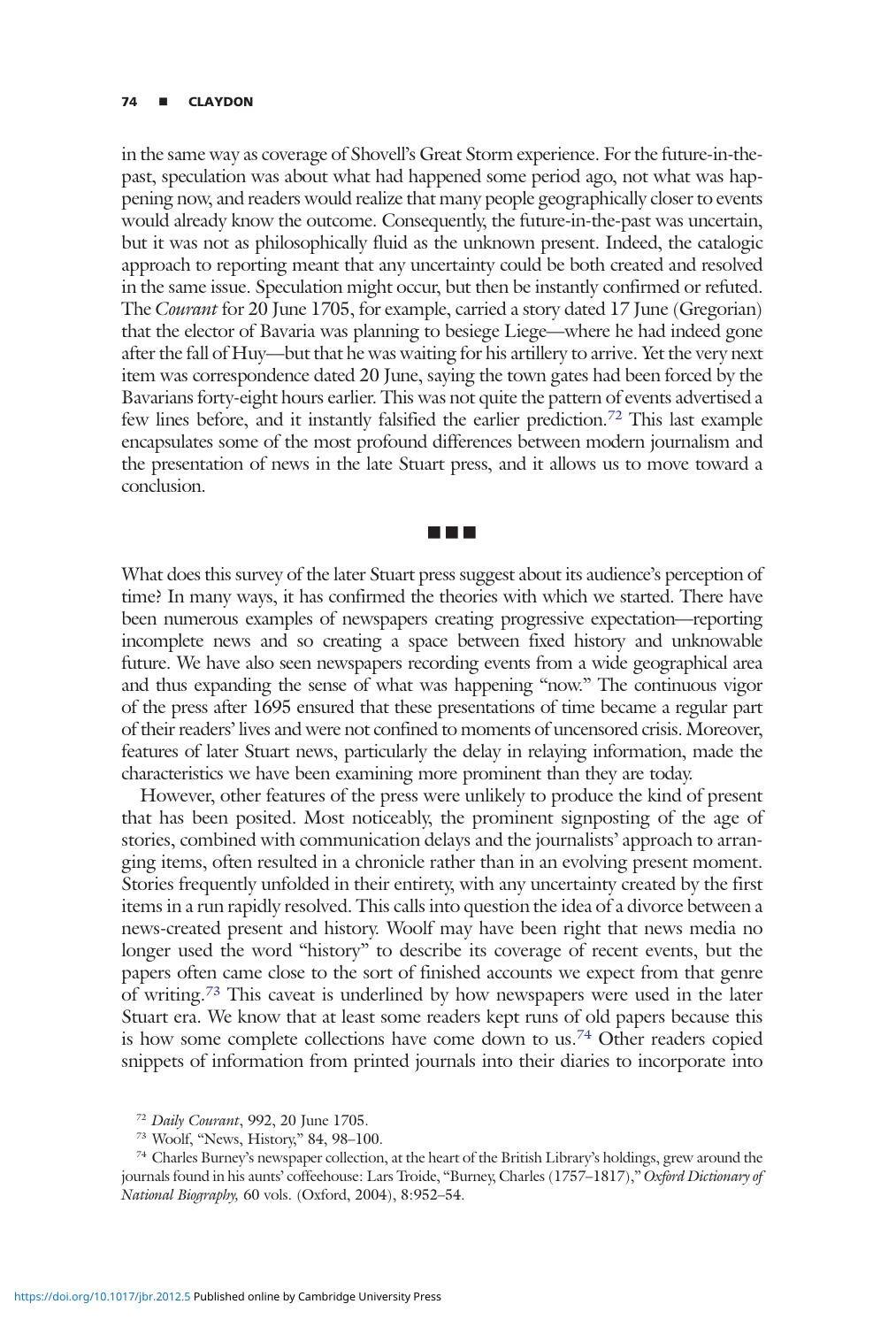in the same way as coverage of Shovell's Great Storm experience. For the future-in-the-past, speculation was about what had happened some period ago, not what was happening now, and readers would realize that many people geographically closer to events would already know the outcome. Consequently, the future-in-the-past was uncertain, but it was not as philosophically fluid as the unknown present. Indeed, the catalogic approach to reporting meant that any uncertainty could be both created and resolved in the same issue. Speculation might occur, but then be instantly confirmed or refuted. The *Courant* for 20 June 1705, for example, carried a story dated 17 June (Gregorian) that the elector of Bavaria was planning to besiege Liege—where he had indeed gone after the fall of Huy—but that he was waiting for his artillery to arrive. Yet the very next item was correspondence dated 20 June, saying the town gates had been forced by the Bavarians forty-eight hours earlier. This was not quite the pattern of events advertised a few lines before, and it instantly falsified the earlier prediction.[72] This last example encapsulates some of the most profound differences between modern journalism and the presentation of news in the late Stuart press, and it allows us to move toward a conclusion.

■ ■ ■

What does this survey of the later Stuart press suggest about its audience's perception of time? In many ways, it has confirmed the theories with which we started. There have been numerous examples of newspapers creating progressive expectation—reporting incomplete news and so creating a space between fixed history and unknowable future. We have also seen newspapers recording events from a wide geographical area and thus expanding the sense of what was happening "now." The continuous vigor of the press after 1695 ensured that these presentations of time became a regular part of their readers' lives and were not confined to moments of uncensored crisis. Moreover, features of later Stuart news, particularly the delay in relaying information, made the characteristics we have been examining more prominent than they are today.

However, other features of the press were unlikely to produce the kind of present that has been posited. Most noticeably, the prominent signposting of the age of stories, combined with communication delays and the journalists' approach to arranging items, often resulted in a chronicle rather than in an evolving present moment. Stories frequently unfolded in their entirety, with any uncertainty created by the first items in a run rapidly resolved. This calls into question the idea of a divorce between a news-created present and history. Woolf may have been right that news media no longer used the word "history" to describe its coverage of recent events, but the papers often came close to the sort of finished accounts we expect from that genre of writing.[73] This caveat is underlined by how newspapers were used in the later Stuart era. We know that at least some readers kept runs of old papers because this is how some complete collections have come down to us.[74] Other readers copied snippets of information from printed journals into their diaries to incorporate into

[72] *Daily Courant*, 992, 20 June 1705.

[73] Woolf, "News, History," 84, 98–100.

[74] Charles Burney's newspaper collection, at the heart of the British Library's holdings, grew around the journals found in his aunts' coffeehouse: Lars Troide, "Burney, Charles (1757–1817)," *Oxford Dictionary of National Biography,* 60 vols. (Oxford, 2004), 8:952–54.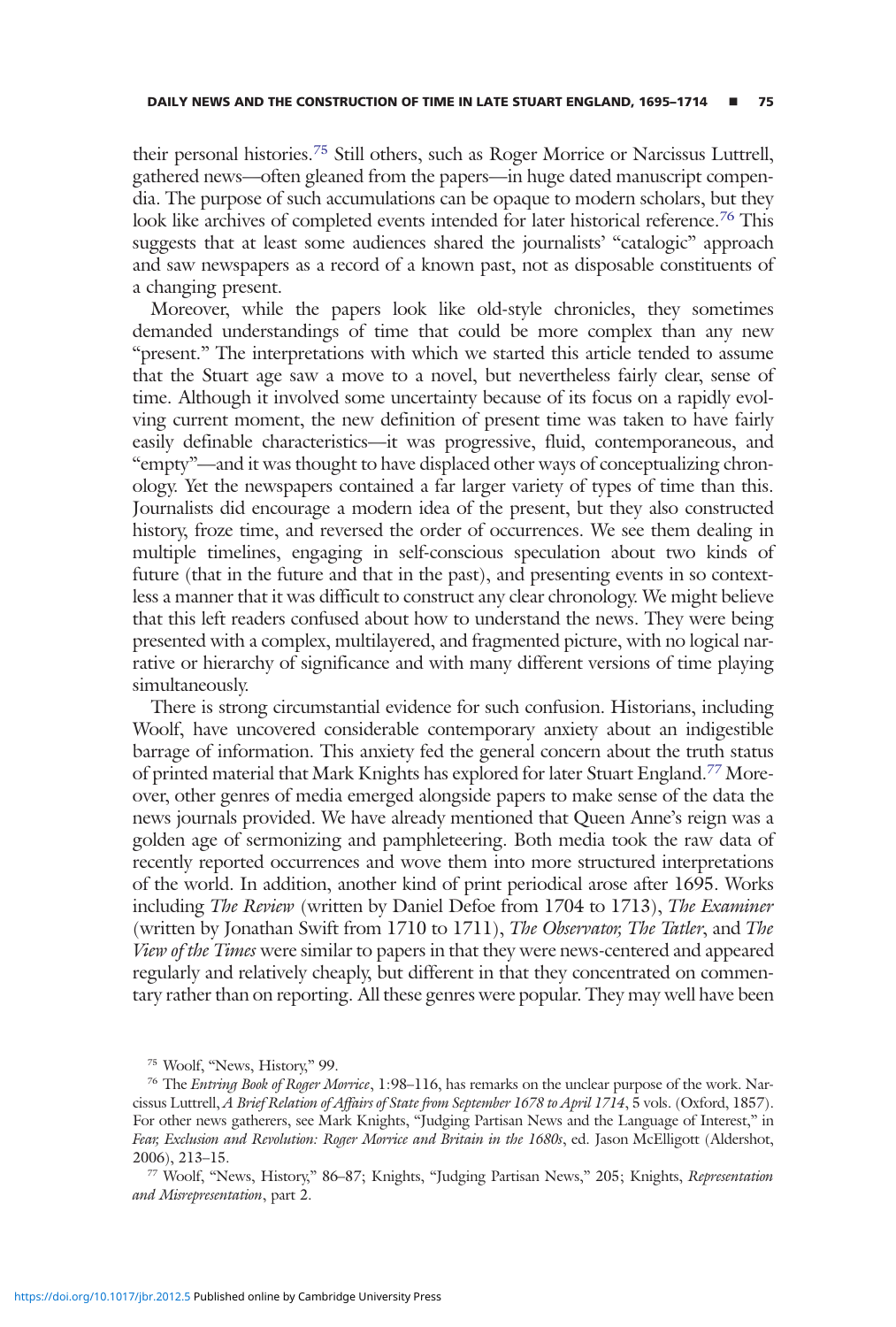their personal histories.[75] Still others, such as Roger Morrice or Narcissus Luttrell, gathered news—often gleaned from the papers—in huge dated manuscript compendia. The purpose of such accumulations can be opaque to modern scholars, but they look like archives of completed events intended for later historical reference.[76] This suggests that at least some audiences shared the journalists' "catalogic" approach and saw newspapers as a record of a known past, not as disposable constituents of a changing present.

Moreover, while the papers look like old-style chronicles, they sometimes demanded understandings of time that could be more complex than any new "present." The interpretations with which we started this article tended to assume that the Stuart age saw a move to a novel, but nevertheless fairly clear, sense of time. Although it involved some uncertainty because of its focus on a rapidly evolving current moment, the new definition of present time was taken to have fairly easily definable characteristics—it was progressive, fluid, contemporaneous, and "empty"—and it was thought to have displaced other ways of conceptualizing chronology. Yet the newspapers contained a far larger variety of types of time than this. Journalists did encourage a modern idea of the present, but they also constructed history, froze time, and reversed the order of occurrences. We see them dealing in multiple timelines, engaging in self-conscious speculation about two kinds of future (that in the future and that in the past), and presenting events in so contextless a manner that it was difficult to construct any clear chronology. We might believe that this left readers confused about how to understand the news. They were being presented with a complex, multilayered, and fragmented picture, with no logical narrative or hierarchy of significance and with many different versions of time playing simultaneously.

There is strong circumstantial evidence for such confusion. Historians, including Woolf, have uncovered considerable contemporary anxiety about an indigestible barrage of information. This anxiety fed the general concern about the truth status of printed material that Mark Knights has explored for later Stuart England.[77] Moreover, other genres of media emerged alongside papers to make sense of the data the news journals provided. We have already mentioned that Queen Anne's reign was a golden age of sermonizing and pamphleteering. Both media took the raw data of recently reported occurrences and wove them into more structured interpretations of the world. In addition, another kind of print periodical arose after 1695. Works including *The Review* (written by Daniel Defoe from 1704 to 1713), *The Examiner* (written by Jonathan Swift from 1710 to 1711), *The Observator, The Tatler*, and *The View of the Times* were similar to papers in that they were news-centered and appeared regularly and relatively cheaply, but different in that they concentrated on commentary rather than on reporting. All these genres were popular. They may well have been

---

[75] Woolf, "News, History," 99.

[76] The *Entring Book of Roger Morrice*, 1:98–116, has remarks on the unclear purpose of the work. Narcissus Luttrell, *A Brief Relation of Affairs of State from September 1678 to April 1714*, 5 vols. (Oxford, 1857). For other news gatherers, see Mark Knights, "Judging Partisan News and the Language of Interest," in *Fear, Exclusion and Revolution: Roger Morrice and Britain in the 1680s*, ed. Jason McElligott (Aldershot, 2006), 213–15.

[77] Woolf, "News, History," 86–87; Knights, "Judging Partisan News," 205; Knights, *Representation and Misrepresentation*, part 2.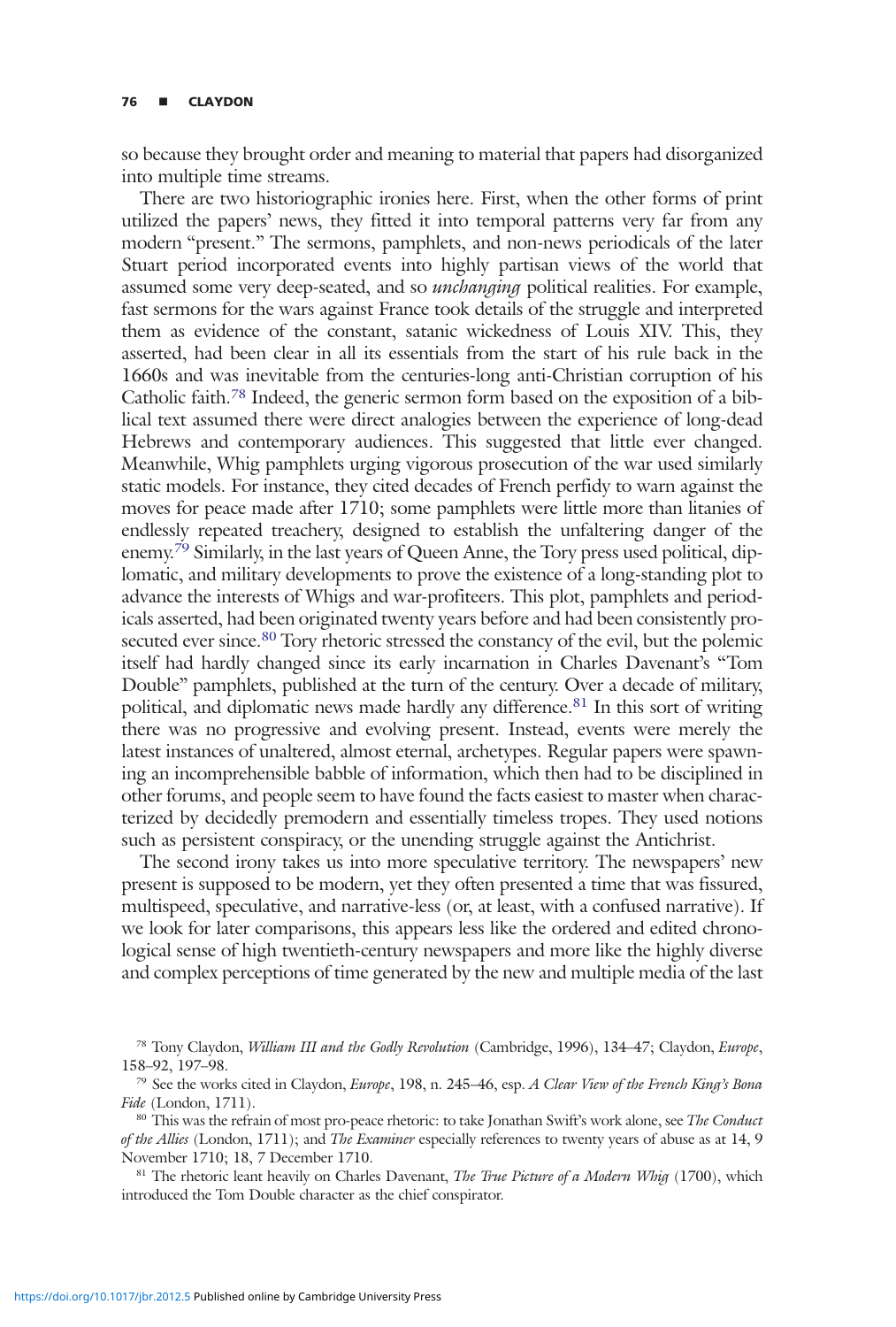so because they brought order and meaning to material that papers had disorganized into multiple time streams.

There are two historiographic ironies here. First, when the other forms of print utilized the papers' news, they fitted it into temporal patterns very far from any modern "present." The sermons, pamphlets, and non-news periodicals of the later Stuart period incorporated events into highly partisan views of the world that assumed some very deep-seated, and so *unchanging* political realities. For example, fast sermons for the wars against France took details of the struggle and interpreted them as evidence of the constant, satanic wickedness of Louis XIV. This, they asserted, had been clear in all its essentials from the start of his rule back in the 1660s and was inevitable from the centuries-long anti-Christian corruption of his Catholic faith.[78] Indeed, the generic sermon form based on the exposition of a biblical text assumed there were direct analogies between the experience of long-dead Hebrews and contemporary audiences. This suggested that little ever changed. Meanwhile, Whig pamphlets urging vigorous prosecution of the war used similarly static models. For instance, they cited decades of French perfidy to warn against the moves for peace made after 1710; some pamphlets were little more than litanies of endlessly repeated treachery, designed to establish the unfaltering danger of the enemy.[79] Similarly, in the last years of Queen Anne, the Tory press used political, diplomatic, and military developments to prove the existence of a long-standing plot to advance the interests of Whigs and war-profiteers. This plot, pamphlets and periodicals asserted, had been originated twenty years before and had been consistently prosecuted ever since.[80] Tory rhetoric stressed the constancy of the evil, but the polemic itself had hardly changed since its early incarnation in Charles Davenant's "Tom Double" pamphlets, published at the turn of the century. Over a decade of military, political, and diplomatic news made hardly any difference.[81] In this sort of writing there was no progressive and evolving present. Instead, events were merely the latest instances of unaltered, almost eternal, archetypes. Regular papers were spawning an incomprehensible babble of information, which then had to be disciplined in other forums, and people seem to have found the facts easiest to master when characterized by decidedly premodern and essentially timeless tropes. They used notions such as persistent conspiracy, or the unending struggle against the Antichrist.

The second irony takes us into more speculative territory. The newspapers' new present is supposed to be modern, yet they often presented a time that was fissured, multispeed, speculative, and narrative-less (or, at least, with a confused narrative). If we look for later comparisons, this appears less like the ordered and edited chronological sense of high twentieth-century newspapers and more like the highly diverse and complex perceptions of time generated by the new and multiple media of the last

[78] Tony Claydon, *William III and the Godly Revolution* (Cambridge, 1996), 134–47; Claydon, *Europe*, 158–92, 197–98.

[79] See the works cited in Claydon, *Europe*, 198, n. 245–46, esp. *A Clear View of the French King's Bona Fide* (London, 1711).

[80] This was the refrain of most pro-peace rhetoric: to take Jonathan Swift's work alone, see *The Conduct of the Allies* (London, 1711); and *The Examiner* especially references to twenty years of abuse as at 14, 9 November 1710; 18, 7 December 1710.

[81] The rhetoric leant heavily on Charles Davenant, *The True Picture of a Modern Whig* (1700), which introduced the Tom Double character as the chief conspirator.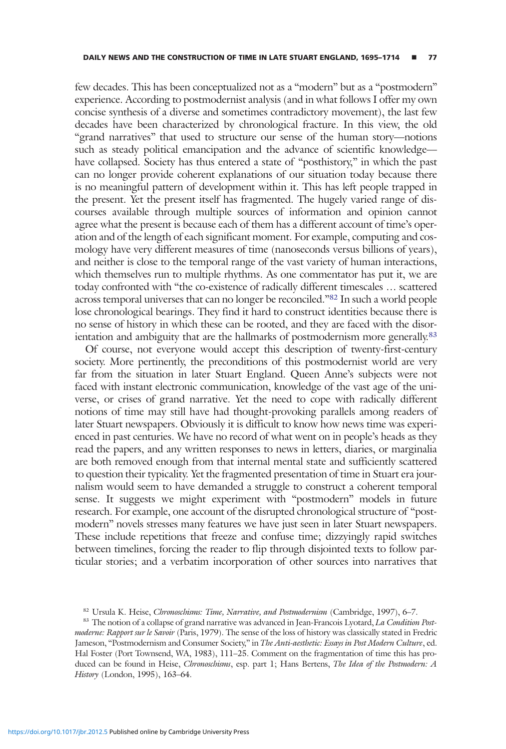few decades. This has been conceptualized not as a "modern" but as a "postmodern" experience. According to postmodernist analysis (and in what follows I offer my own concise synthesis of a diverse and sometimes contradictory movement), the last few decades have been characterized by chronological fracture. In this view, the old "grand narratives" that used to structure our sense of the human story—notions such as steady political emancipation and the advance of scientific knowledge—have collapsed. Society has thus entered a state of "posthistory," in which the past can no longer provide coherent explanations of our situation today because there is no meaningful pattern of development within it. This has left people trapped in the present. Yet the present itself has fragmented. The hugely varied range of discourses available through multiple sources of information and opinion cannot agree what the present is because each of them has a different account of time's operation and of the length of each significant moment. For example, computing and cosmology have very different measures of time (nanoseconds versus billions of years), and neither is close to the temporal range of the vast variety of human interactions, which themselves run to multiple rhythms. As one commentator has put it, we are today confronted with "the co-existence of radically different timescales … scattered across temporal universes that can no longer be reconciled."[82] In such a world people lose chronological bearings. They find it hard to construct identities because there is no sense of history in which these can be rooted, and they are faced with the disorientation and ambiguity that are the hallmarks of postmodernism more generally.[83]

Of course, not everyone would accept this description of twenty-first-century society. More pertinently, the preconditions of this postmodernist world are very far from the situation in later Stuart England. Queen Anne's subjects were not faced with instant electronic communication, knowledge of the vast age of the universe, or crises of grand narrative. Yet the need to cope with radically different notions of time may still have had thought-provoking parallels among readers of later Stuart newspapers. Obviously it is difficult to know how news time was experienced in past centuries. We have no record of what went on in people's heads as they read the papers, and any written responses to news in letters, diaries, or marginalia are both removed enough from that internal mental state and sufficiently scattered to question their typicality. Yet the fragmented presentation of time in Stuart era journalism would seem to have demanded a struggle to construct a coherent temporal sense. It suggests we might experiment with "postmodern" models in future research. For example, one account of the disrupted chronological structure of "postmodern" novels stresses many features we have just seen in later Stuart newspapers. These include repetitions that freeze and confuse time; dizzyingly rapid switches between timelines, forcing the reader to flip through disjointed texts to follow particular stories; and a verbatim incorporation of other sources into narratives that

[82] Ursula K. Heise, *Chronoschisms: Time, Narrative, and Postmodernism* (Cambridge, 1997), 6–7.

[83] The notion of a collapse of grand narrative was advanced in Jean-Francois Lyotard, *La Condition Postmoderne: Rapport sur le Savoir* (Paris, 1979). The sense of the loss of history was classically stated in Fredric Jameson, "Postmodernism and Consumer Society," in *The Anti-aesthetic: Essays in Post Modern Culture*, ed. Hal Foster (Port Townsend, WA, 1983), 111–25. Comment on the fragmentation of time this has produced can be found in Heise, *Chronoschisms*, esp. part 1; Hans Bertens, *The Idea of the Postmodern: A History* (London, 1995), 163–64.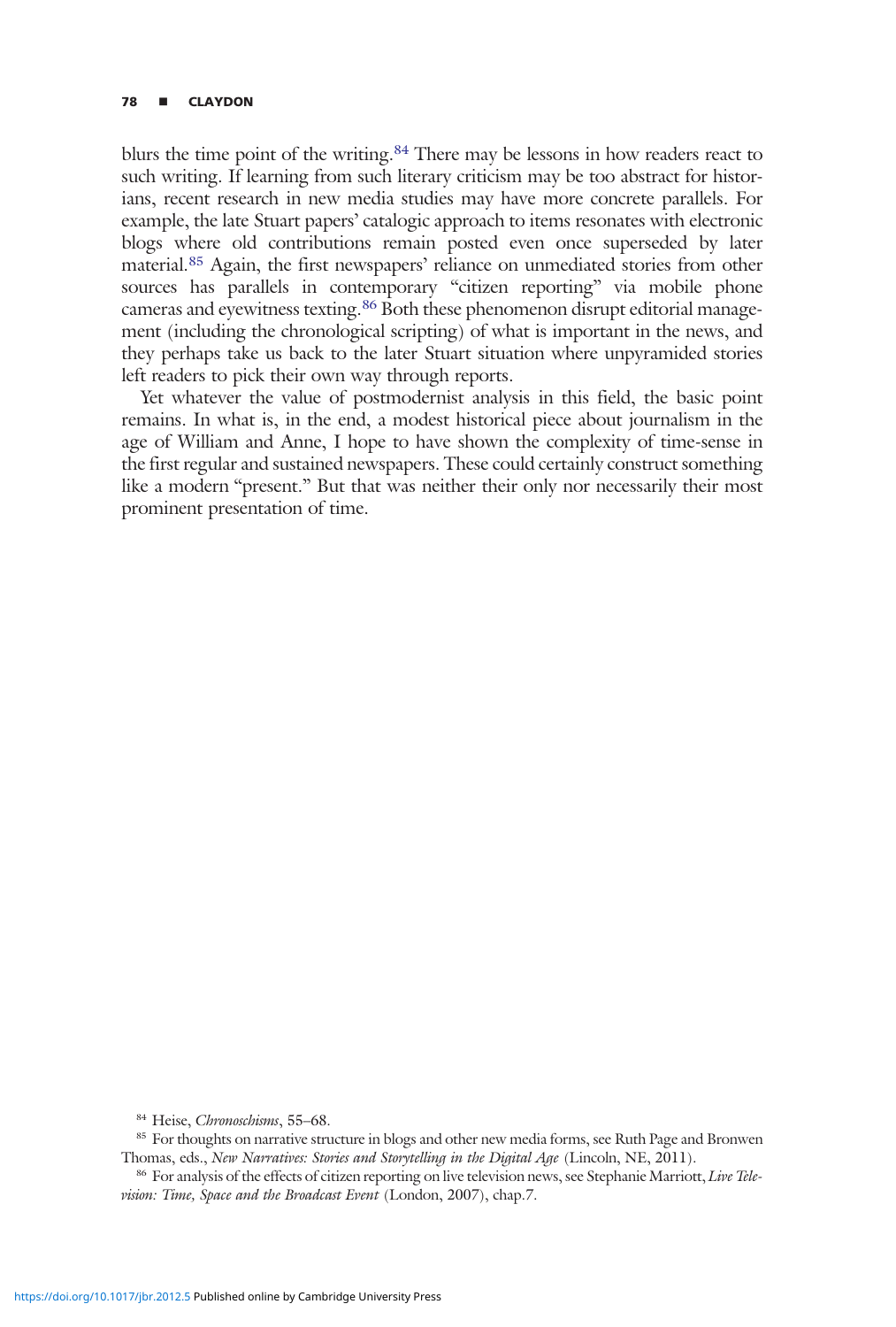blurs the time point of the writing.[84] There may be lessons in how readers react to such writing. If learning from such literary criticism may be too abstract for historians, recent research in new media studies may have more concrete parallels. For example, the late Stuart papers' catalogic approach to items resonates with electronic blogs where old contributions remain posted even once superseded by later material.[85] Again, the first newspapers' reliance on unmediated stories from other sources has parallels in contemporary "citizen reporting" via mobile phone cameras and eyewitness texting.[86] Both these phenomenon disrupt editorial management (including the chronological scripting) of what is important in the news, and they perhaps take us back to the later Stuart situation where unpyramided stories left readers to pick their own way through reports.

Yet whatever the value of postmodernist analysis in this field, the basic point remains. In what is, in the end, a modest historical piece about journalism in the age of William and Anne, I hope to have shown the complexity of time-sense in the first regular and sustained newspapers. These could certainly construct something like a modern "present." But that was neither their only nor necessarily their most prominent presentation of time.

---

[84] Heise, *Chronoschisms*, 55–68.

[85] For thoughts on narrative structure in blogs and other new media forms, see Ruth Page and Bronwen Thomas, eds., *New Narratives: Stories and Storytelling in the Digital Age* (Lincoln, NE, 2011).

[86] For analysis of the effects of citizen reporting on live television news, see Stephanie Marriott, *Live Television: Time, Space and the Broadcast Event* (London, 2007), chap.7.